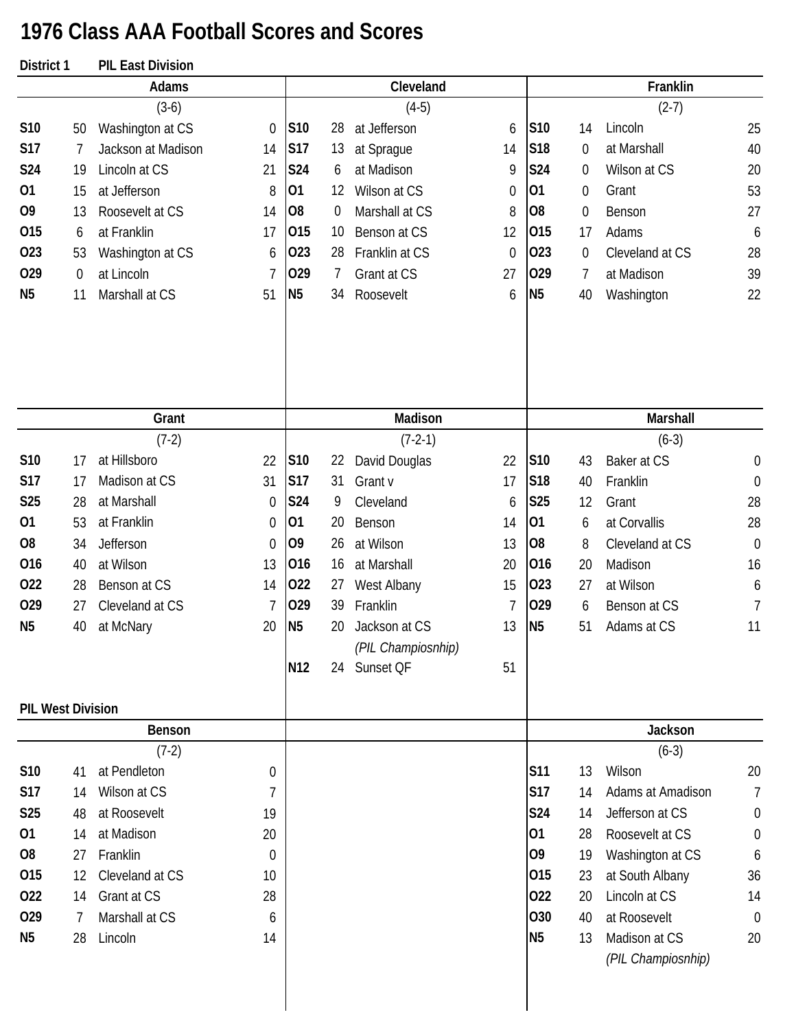# 1976 Class AAA Football Scores and Scores

**District 1 PIL East Division**

## Adams

(3-6)

| Date | Score | Opponent | Opp |
|---|---|---|---|
| S10 | 50 | Washington at CS | 0 |
| S17 | 7 | Jackson at Madison | 14 |
| S24 | 19 | Lincoln at CS | 21 |
| O1 | 15 | at Jefferson | 8 |
| O9 | 13 | Roosevelt at CS | 14 |
| O15 | 6 | at Franklin | 17 |
| O23 | 53 | Washington at CS | 6 |
| O29 | 0 | at Lincoln | 7 |
| N5 | 11 | Marshall at CS | 51 |

## Cleveland

(4-5)

| Date | Score | Opponent | Opp |
|---|---|---|---|
| S10 | 28 | at Jefferson | 6 |
| S17 | 13 | at Sprague | 14 |
| S24 | 6 | at Madison | 9 |
| O1 | 12 | Wilson at CS | 0 |
| O8 | 0 | Marshall at CS | 8 |
| O15 | 10 | Benson at CS | 12 |
| O23 | 28 | Franklin at CS | 0 |
| O29 | 7 | Grant at CS | 27 |
| N5 | 34 | Roosevelt | 6 |

## Franklin

(2-7)

| Date | Score | Opponent | Opp |
|---|---|---|---|
| S10 | 14 | Lincoln | 25 |
| S18 | 0 | at Marshall | 40 |
| S24 | 0 | Wilson at CS | 20 |
| O1 | 0 | Grant | 53 |
| O8 | 0 | Benson | 27 |
| O15 | 17 | Adams | 6 |
| O23 | 0 | Cleveland at CS | 28 |
| O29 | 7 | at Madison | 39 |
| N5 | 40 | Washington | 22 |

## Grant

(7-2)

| Date | Score | Opponent | Opp |
|---|---|---|---|
| S10 | 17 | at Hillsboro | 22 |
| S17 | 17 | Madison at CS | 31 |
| S25 | 28 | at Marshall | 0 |
| O1 | 53 | at Franklin | 0 |
| O8 | 34 | Jefferson | 0 |
| O16 | 40 | at Wilson | 13 |
| O22 | 28 | Benson at CS | 14 |
| O29 | 27 | Cleveland at CS | 7 |
| N5 | 40 | at McNary | 20 |

## Madison

(7-2-1)

| Date | Score | Opponent | Opp |
|---|---|---|---|
| S10 | 22 | David Douglas | 22 |
| S17 | 31 | Grant v | 17 |
| S24 | 9 | Cleveland | 6 |
| O1 | 20 | Benson | 14 |
| O9 | 26 | at Wilson | 13 |
| O16 | 16 | at Marshall | 20 |
| O22 | 27 | West Albany | 15 |
| O29 | 39 | Franklin | 7 |
| N5 | 20 | Jackson at CS *(PIL Champiosnhip)* | 13 |
| N12 | 24 | Sunset QF | 51 |

## Marshall

(6-3)

| Date | Score | Opponent | Opp |
|---|---|---|---|
| S10 | 43 | Baker at CS | 0 |
| S18 | 40 | Franklin | 0 |
| S25 | 12 | Grant | 28 |
| O1 | 6 | at Corvallis | 28 |
| O8 | 8 | Cleveland at CS | 0 |
| O16 | 20 | Madison | 16 |
| O23 | 27 | at Wilson | 6 |
| O29 | 6 | Benson at CS | 7 |
| N5 | 51 | Adams at CS | 11 |

**PIL West Division**

## Benson

(7-2)

| Date | Score | Opponent | Opp |
|---|---|---|---|
| S10 | 41 | at Pendleton | 0 |
| S17 | 14 | Wilson at CS | 7 |
| S25 | 48 | at Roosevelt | 19 |
| O1 | 14 | at Madison | 20 |
| O8 | 27 | Franklin | 0 |
| O15 | 12 | Cleveland at CS | 10 |
| O22 | 14 | Grant at CS | 28 |
| O29 | 7 | Marshall at CS | 6 |
| N5 | 28 | Lincoln | 14 |

## Jackson

(6-3)

| Date | Score | Opponent | Opp |
|---|---|---|---|
| S11 | 13 | Wilson | 20 |
| S17 | 14 | Adams at Amadison | 7 |
| S24 | 14 | Jefferson at CS | 0 |
| O1 | 28 | Roosevelt at CS | 0 |
| O9 | 19 | Washington at CS | 6 |
| O15 | 23 | at South Albany | 36 |
| O22 | 20 | Lincoln at CS | 14 |
| O30 | 40 | at Roosevelt | 0 |
| N5 | 13 | Madison at CS *(PIL Champiosnhip)* | 20 |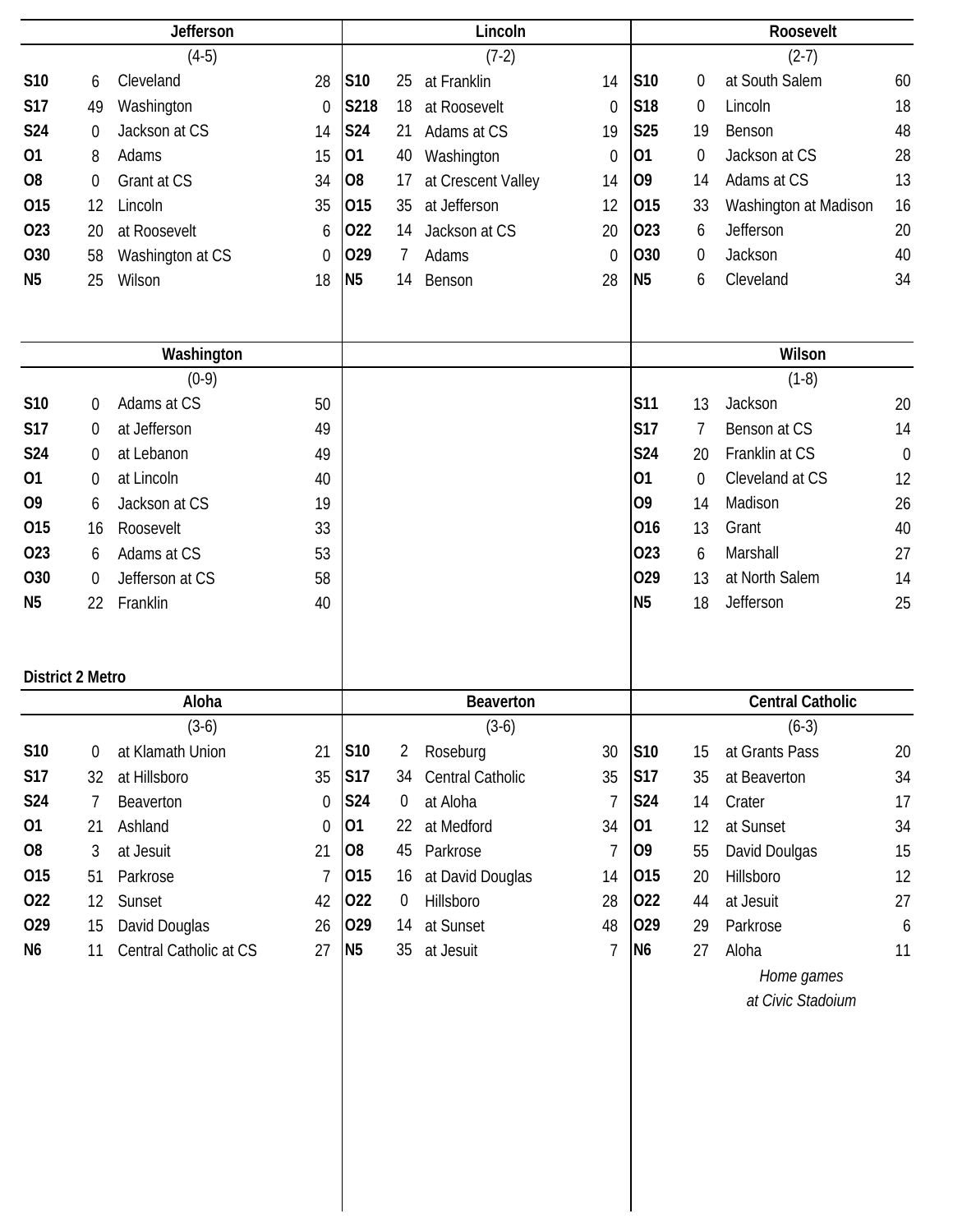### Jefferson

(4-5)

| Date | Score | Opponent | Opp |
|---|---|---|---|
| S10 | 6 | Cleveland | 28 |
| S17 | 49 | Washington | 0 |
| S24 | 0 | Jackson at CS | 14 |
| O1 | 8 | Adams | 15 |
| O8 | 0 | Grant at CS | 34 |
| O15 | 12 | Lincoln | 35 |
| O23 | 20 | at Roosevelt | 6 |
| O30 | 58 | Washington at CS | 0 |
| N5 | 25 | Wilson | 18 |

### Lincoln

(7-2)

| Date | Score | Opponent | Opp |
|---|---|---|---|
| S10 | 25 | at Franklin | 14 |
| S218 | 18 | at Roosevelt | 0 |
| S24 | 21 | Adams at CS | 19 |
| O1 | 40 | Washington | 0 |
| O8 | 17 | at Crescent Valley | 14 |
| O15 | 35 | at Jefferson | 12 |
| O22 | 14 | Jackson at CS | 20 |
| O29 | 7 | Adams | 0 |
| N5 | 14 | Benson | 28 |

### Roosevelt

(2-7)

| Date | Score | Opponent | Opp |
|---|---|---|---|
| S10 | 0 | at South Salem | 60 |
| S18 | 0 | Lincoln | 18 |
| S25 | 19 | Benson | 48 |
| O1 | 0 | Jackson at CS | 28 |
| O9 | 14 | Adams at CS | 13 |
| O15 | 33 | Washington at Madison | 16 |
| O23 | 6 | Jefferson | 20 |
| O30 | 0 | Jackson | 40 |
| N5 | 6 | Cleveland | 34 |

### Washington

(0-9)

| Date | Score | Opponent | Opp |
|---|---|---|---|
| S10 | 0 | Adams at CS | 50 |
| S17 | 0 | at Jefferson | 49 |
| S24 | 0 | at Lebanon | 49 |
| O1 | 0 | at Lincoln | 40 |
| O9 | 6 | Jackson at CS | 19 |
| O15 | 16 | Roosevelt | 33 |
| O23 | 6 | Adams at CS | 53 |
| O30 | 0 | Jefferson at CS | 58 |
| N5 | 22 | Franklin | 40 |

### Wilson

(1-8)

| Date | Score | Opponent | Opp |
|---|---|---|---|
| S11 | 13 | Jackson | 20 |
| S17 | 7 | Benson at CS | 14 |
| S24 | 20 | Franklin at CS | 0 |
| O1 | 0 | Cleveland at CS | 12 |
| O9 | 14 | Madison | 26 |
| O16 | 13 | Grant | 40 |
| O23 | 6 | Marshall | 27 |
| O29 | 13 | at North Salem | 14 |
| N5 | 18 | Jefferson | 25 |

## District 2 Metro

### Aloha

(3-6)

| Date | Score | Opponent | Opp |
|---|---|---|---|
| S10 | 0 | at Klamath Union | 21 |
| S17 | 32 | at Hillsboro | 35 |
| S24 | 7 | Beaverton | 0 |
| O1 | 21 | Ashland | 0 |
| O8 | 3 | at Jesuit | 21 |
| O15 | 51 | Parkrose | 7 |
| O22 | 12 | Sunset | 42 |
| O29 | 15 | David Douglas | 26 |
| N6 | 11 | Central Catholic at CS | 27 |

### Beaverton

(3-6)

| Date | Score | Opponent | Opp |
|---|---|---|---|
| S10 | 2 | Roseburg | 30 |
| S17 | 34 | Central Catholic | 35 |
| S24 | 0 | at Aloha | 7 |
| O1 | 22 | at Medford | 34 |
| O8 | 45 | Parkrose | 7 |
| O15 | 16 | at David Douglas | 14 |
| O22 | 0 | Hillsboro | 28 |
| O29 | 14 | at Sunset | 48 |
| N5 | 35 | at Jesuit | 7 |

### Central Catholic

(6-3)

| Date | Score | Opponent | Opp |
|---|---|---|---|
| S10 | 15 | at Grants Pass | 20 |
| S17 | 35 | at Beaverton | 34 |
| S24 | 14 | Crater | 17 |
| O1 | 12 | at Sunset | 34 |
| O9 | 55 | David Doulgas | 15 |
| O15 | 20 | Hillsboro | 12 |
| O22 | 44 | at Jesuit | 27 |
| O29 | 29 | Parkrose | 6 |
| N6 | 27 | Aloha | 11 |

*Home games at Civic Stadoium*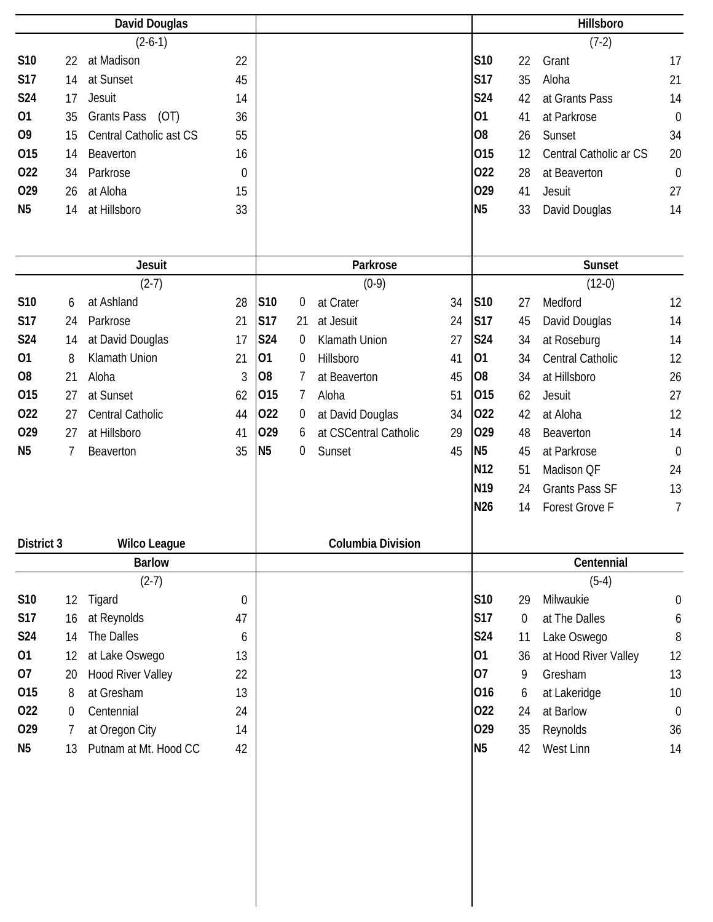### David Douglas

(2-6-1)

| Date | Score | Opponent | Opp |
|---|---|---|---|
| S10 | 22 | at Madison | 22 |
| S17 | 14 | at Sunset | 45 |
| S24 | 17 | Jesuit | 14 |
| O1 | 35 | Grants Pass (OT) | 36 |
| O9 | 15 | Central Catholic ast CS | 55 |
| O15 | 14 | Beaverton | 16 |
| O22 | 34 | Parkrose | 0 |
| O29 | 26 | at Aloha | 15 |
| N5 | 14 | at Hillsboro | 33 |

### Hillsboro

(7-2)

| Date | Score | Opponent | Opp |
|---|---|---|---|
| S10 | 22 | Grant | 17 |
| S17 | 35 | Aloha | 21 |
| S24 | 42 | at Grants Pass | 14 |
| O1 | 41 | at Parkrose | 0 |
| O8 | 26 | Sunset | 34 |
| O15 | 12 | Central Catholic ar CS | 20 |
| O22 | 28 | at Beaverton | 0 |
| O29 | 41 | Jesuit | 27 |
| N5 | 33 | David Douglas | 14 |

### Jesuit

(2-7)

| Date | Score | Opponent | Opp |
|---|---|---|---|
| S10 | 6 | at Ashland | 28 |
| S17 | 24 | Parkrose | 21 |
| S24 | 14 | at David Douglas | 17 |
| O1 | 8 | Klamath Union | 21 |
| O8 | 21 | Aloha | 3 |
| O15 | 27 | at Sunset | 62 |
| O22 | 27 | Central Catholic | 44 |
| O29 | 27 | at Hillsboro | 41 |
| N5 | 7 | Beaverton | 35 |

### Parkrose

(0-9)

| Date | Score | Opponent | Opp |
|---|---|---|---|
| S10 | 0 | at Crater | 34 |
| S17 | 21 | at Jesuit | 24 |
| S24 | 0 | Klamath Union | 27 |
| O1 | 0 | Hillsboro | 41 |
| O8 | 7 | at Beaverton | 45 |
| O15 | 7 | Aloha | 51 |
| O22 | 0 | at David Douglas | 34 |
| O29 | 6 | at CSCentral Catholic | 29 |
| N5 | 0 | Sunset | 45 |

### Sunset

(12-0)

| Date | Score | Opponent | Opp |
|---|---|---|---|
| S10 | 27 | Medford | 12 |
| S17 | 45 | David Douglas | 14 |
| S24 | 34 | at Roseburg | 14 |
| O1 | 34 | Central Catholic | 12 |
| O8 | 34 | at Hillsboro | 26 |
| O15 | 62 | Jesuit | 27 |
| O22 | 42 | at Aloha | 12 |
| O29 | 48 | Beaverton | 14 |
| N5 | 45 | at Parkrose | 0 |
| N12 | 51 | Madison QF | 24 |
| N19 | 24 | Grants Pass SF | 13 |
| N26 | 14 | Forest Grove F | 7 |

## District 3 — Wilco League — Columbia Division

### Barlow

(2-7)

| Date | Score | Opponent | Opp |
|---|---|---|---|
| S10 | 12 | Tigard | 0 |
| S17 | 16 | at Reynolds | 47 |
| S24 | 14 | The Dalles | 6 |
| O1 | 12 | at Lake Oswego | 13 |
| O7 | 20 | Hood River Valley | 22 |
| O15 | 8 | at Gresham | 13 |
| O22 | 0 | Centennial | 24 |
| O29 | 7 | at Oregon City | 14 |
| N5 | 13 | Putnam at Mt. Hood CC | 42 |

### Centennial

(5-4)

| Date | Score | Opponent | Opp |
|---|---|---|---|
| S10 | 29 | Milwaukie | 0 |
| S17 | 0 | at The Dalles | 6 |
| S24 | 11 | Lake Oswego | 8 |
| O1 | 36 | at Hood River Valley | 12 |
| O7 | 9 | Gresham | 13 |
| O16 | 6 | at Lakeridge | 10 |
| O22 | 24 | at Barlow | 0 |
| O29 | 35 | Reynolds | 36 |
| N5 | 42 | West Linn | 14 |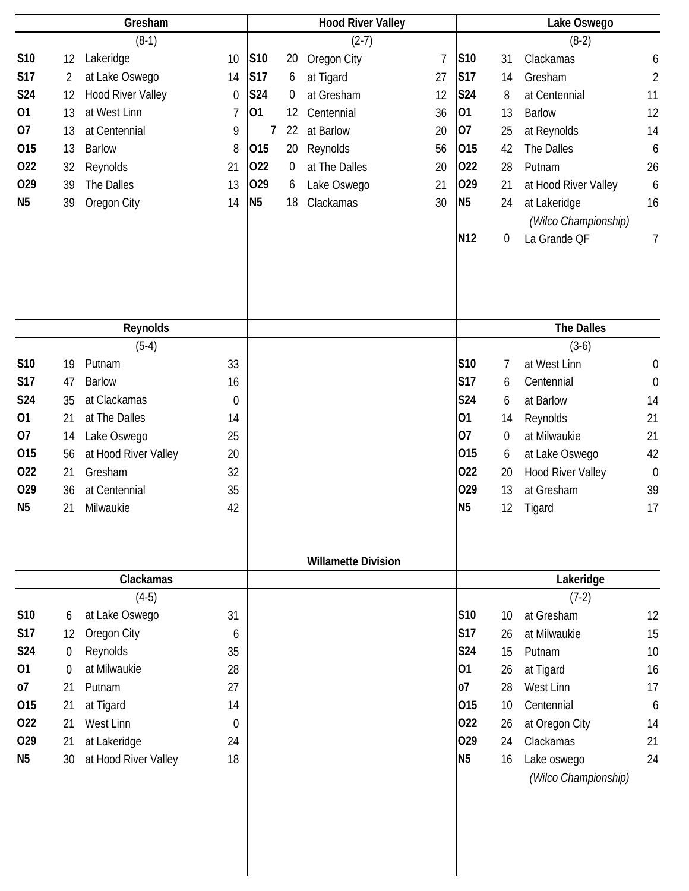## Willamette Division

### Gresham

(8-1)

| Date | Score | Opponent | Opp |
|---|---|---|---|
| S10 | 12 | Lakeridge | 10 |
| S17 | 2 | at Lake Oswego | 14 |
| S24 | 12 | Hood River Valley | 0 |
| O1 | 13 | at West Linn | 7 |
| O7 | 13 | at Centennial | 9 |
| O15 | 13 | Barlow | 8 |
| O22 | 32 | Reynolds | 21 |
| O29 | 39 | The Dalles | 13 |
| N5 | 39 | Oregon City | 14 |

### Hood River Valley

(2-7)

| Date | Score | Opponent | Opp |
|---|---|---|---|
| S10 | 20 | Oregon City | 7 |
| S17 | 6 | at Tigard | 27 |
| S24 | 0 | at Gresham | 12 |
| O1 | 12 | Centennial | 36 |
| 7 | 22 | at Barlow | 20 |
| O15 | 20 | Reynolds | 56 |
| O22 | 0 | at The Dalles | 20 |
| O29 | 6 | Lake Oswego | 21 |
| N5 | 18 | Clackamas | 30 |

### Lake Oswego

(8-2)

| Date | Score | Opponent | Opp |
|---|---|---|---|
| S10 | 31 | Clackamas | 6 |
| S17 | 14 | Gresham | 2 |
| S24 | 8 | at Centennial | 11 |
| O1 | 13 | Barlow | 12 |
| O7 | 25 | at Reynolds | 14 |
| O15 | 42 | The Dalles | 6 |
| O22 | 28 | Putnam | 26 |
| O29 | 21 | at Hood River Valley | 6 |
| N5 | 24 | at Lakeridge | 16 |
| | | *(Wilco Championship)* | |
| N12 | 0 | La Grande QF | 7 |

### Reynolds

(5-4)

| Date | Score | Opponent | Opp |
|---|---|---|---|
| S10 | 19 | Putnam | 33 |
| S17 | 47 | Barlow | 16 |
| S24 | 35 | at Clackamas | 0 |
| O1 | 21 | at The Dalles | 14 |
| O7 | 14 | Lake Oswego | 25 |
| O15 | 56 | at Hood River Valley | 20 |
| O22 | 21 | Gresham | 32 |
| O29 | 36 | at Centennial | 35 |
| N5 | 21 | Milwaukie | 42 |

### The Dalles

(3-6)

| Date | Score | Opponent | Opp |
|---|---|---|---|
| S10 | 7 | at West Linn | 0 |
| S17 | 6 | Centennial | 0 |
| S24 | 6 | at Barlow | 14 |
| O1 | 14 | Reynolds | 21 |
| O7 | 0 | at Milwaukie | 21 |
| O15 | 6 | at Lake Oswego | 42 |
| O22 | 20 | Hood River Valley | 0 |
| O29 | 13 | at Gresham | 39 |
| N5 | 12 | Tigard | 17 |

### Clackamas

(4-5)

| Date | Score | Opponent | Opp |
|---|---|---|---|
| S10 | 6 | at Lake Oswego | 31 |
| S17 | 12 | Oregon City | 6 |
| S24 | 0 | Reynolds | 35 |
| O1 | 0 | at Milwaukie | 28 |
| o7 | 21 | Putnam | 27 |
| O15 | 21 | at Tigard | 14 |
| O22 | 21 | West Linn | 0 |
| O29 | 21 | at Lakeridge | 24 |
| N5 | 30 | at Hood River Valley | 18 |

### Lakeridge

(7-2)

| Date | Score | Opponent | Opp |
|---|---|---|---|
| S10 | 10 | at Gresham | 12 |
| S17 | 26 | at Milwaukie | 15 |
| S24 | 15 | Putnam | 10 |
| O1 | 26 | at Tigard | 16 |
| o7 | 28 | West Linn | 17 |
| O15 | 10 | Centennial | 6 |
| O22 | 26 | at Oregon City | 14 |
| O29 | 24 | Clackamas | 21 |
| N5 | 16 | Lake oswego | 24 |
| | | *(Wilco Championship)* | |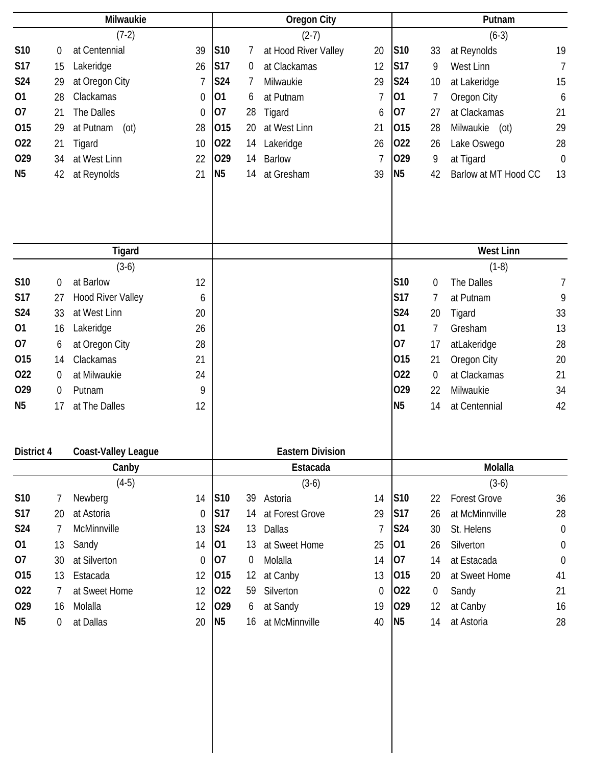## Milwaukie

(7-2)

| Date | Score | Opponent | Opp |
|---|---|---|---|
| S10 | 0 | at Centennial | 39 |
| S17 | 15 | Lakeridge | 26 |
| S24 | 29 | at Oregon City | 7 |
| O1 | 28 | Clackamas | 0 |
| O7 | 21 | The Dalles | 0 |
| O15 | 29 | at Putnam (ot) | 28 |
| O22 | 21 | Tigard | 10 |
| O29 | 34 | at West Linn | 22 |
| N5 | 42 | at Reynolds | 21 |

## Oregon City

(2-7)

| Date | Score | Opponent | Opp |
|---|---|---|---|
| S10 | 7 | at Hood River Valley | 20 |
| S17 | 0 | at Clackamas | 12 |
| S24 | 7 | Milwaukie | 29 |
| O1 | 6 | at Putnam | 7 |
| O7 | 28 | Tigard | 6 |
| O15 | 20 | at West Linn | 21 |
| O22 | 14 | Lakeridge | 26 |
| O29 | 14 | Barlow | 7 |
| N5 | 14 | at Gresham | 39 |

## Putnam

(6-3)

| Date | Score | Opponent | Opp |
|---|---|---|---|
| S10 | 33 | at Reynolds | 19 |
| S17 | 9 | West Linn | 7 |
| S24 | 10 | at Lakeridge | 15 |
| O1 | 7 | Oregon City | 6 |
| O7 | 27 | at Clackamas | 21 |
| O15 | 28 | Milwaukie (ot) | 29 |
| O22 | 26 | Lake Oswego | 28 |
| O29 | 9 | at Tigard | 0 |
| N5 | 42 | Barlow at MT Hood CC | 13 |

## Tigard

(3-6)

| Date | Score | Opponent | Opp |
|---|---|---|---|
| S10 | 0 | at Barlow | 12 |
| S17 | 27 | Hood River Valley | 6 |
| S24 | 33 | at West Linn | 20 |
| O1 | 16 | Lakeridge | 26 |
| O7 | 6 | at Oregon City | 28 |
| O15 | 14 | Clackamas | 21 |
| O22 | 0 | at Milwaukie | 24 |
| O29 | 0 | Putnam | 9 |
| N5 | 17 | at The Dalles | 12 |

## West Linn

(1-8)

| Date | Score | Opponent | Opp |
|---|---|---|---|
| S10 | 0 | The Dalles | 7 |
| S17 | 7 | at Putnam | 9 |
| S24 | 20 | Tigard | 33 |
| O1 | 7 | Gresham | 13 |
| O7 | 17 | atLakeridge | 28 |
| O15 | 21 | Oregon City | 20 |
| O22 | 0 | at Clackamas | 21 |
| O29 | 22 | Milwaukie | 34 |
| N5 | 14 | at Centennial | 42 |

# District 4 Coast-Valley League Eastern Division

## Canby

(4-5)

| Date | Score | Opponent | Opp |
|---|---|---|---|
| S10 | 7 | Newberg | 14 |
| S17 | 20 | at Astoria | 0 |
| S24 | 7 | McMinnville | 13 |
| O1 | 13 | Sandy | 14 |
| O7 | 30 | at Silverton | 0 |
| O15 | 13 | Estacada | 12 |
| O22 | 7 | at Sweet Home | 12 |
| O29 | 16 | Molalla | 12 |
| N5 | 0 | at Dallas | 20 |

## Estacada

(3-6)

| Date | Score | Opponent | Opp |
|---|---|---|---|
| S10 | 39 | Astoria | 14 |
| S17 | 14 | at Forest Grove | 29 |
| S24 | 13 | Dallas | 7 |
| O1 | 13 | at Sweet Home | 25 |
| O7 | 0 | Molalla | 14 |
| O15 | 12 | at Canby | 13 |
| O22 | 59 | Silverton | 0 |
| O29 | 6 | at Sandy | 19 |
| N5 | 16 | at McMinnville | 40 |

## Molalla

(3-6)

| Date | Score | Opponent | Opp |
|---|---|---|---|
| S10 | 22 | Forest Grove | 36 |
| S17 | 26 | at McMinnville | 28 |
| S24 | 30 | St. Helens | 0 |
| O1 | 26 | Silverton | 0 |
| O7 | 14 | at Estacada | 0 |
| O15 | 20 | at Sweet Home | 41 |
| O22 | 0 | Sandy | 21 |
| O29 | 12 | at Canby | 16 |
| N5 | 14 | at Astoria | 28 |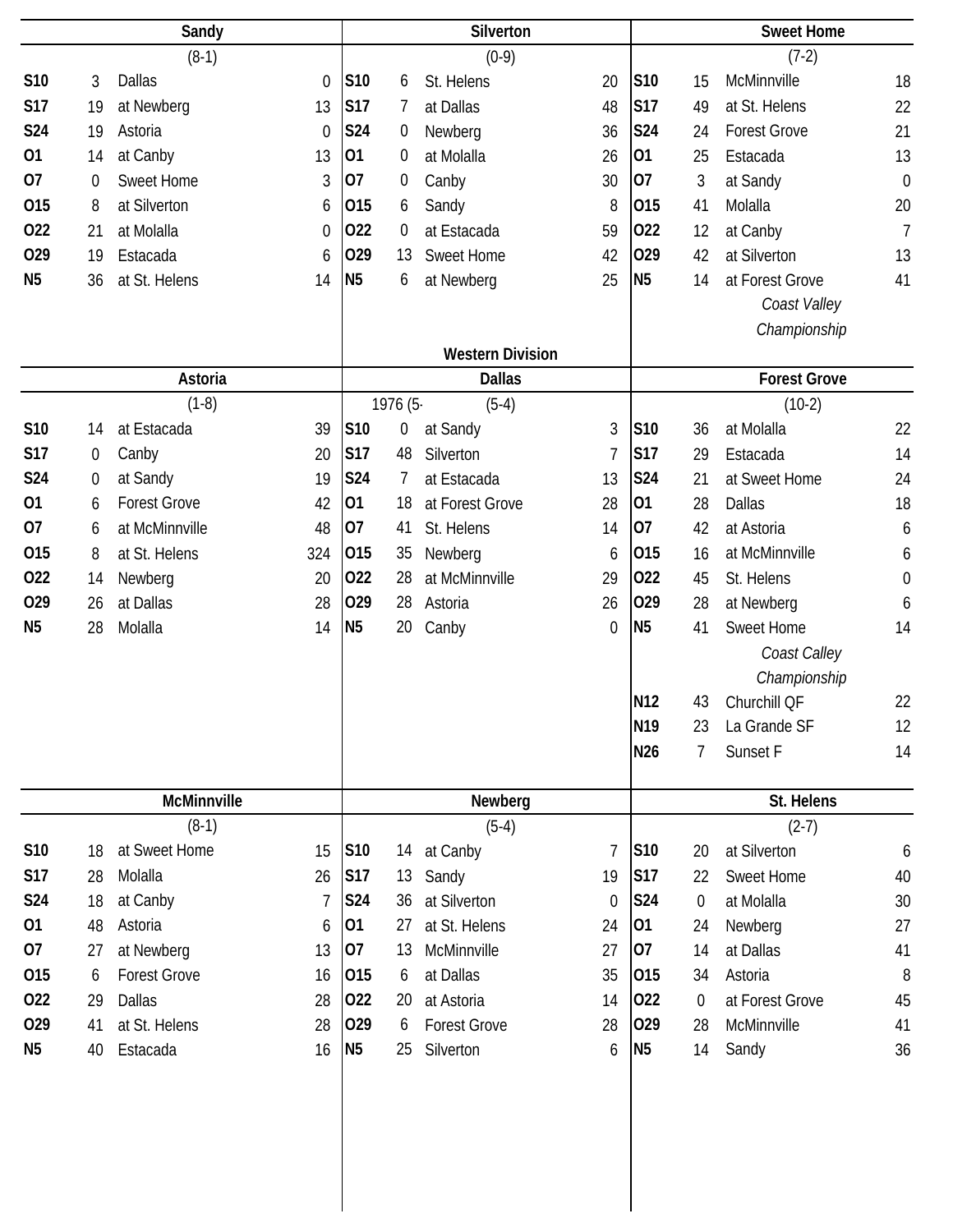### Sandy

(8-1)

| Date | Score | Opponent | Opp |
|---|---|---|---|
| S10 | 3 | Dallas | 0 |
| S17 | 19 | at Newberg | 13 |
| S24 | 19 | Astoria | 0 |
| O1 | 14 | at Canby | 13 |
| O7 | 0 | Sweet Home | 3 |
| O15 | 8 | at Silverton | 6 |
| O22 | 21 | at Molalla | 0 |
| O29 | 19 | Estacada | 6 |
| N5 | 36 | at St. Helens | 14 |

### Silverton

(0-9)

| Date | Score | Opponent | Opp |
|---|---|---|---|
| S10 | 6 | St. Helens | 20 |
| S17 | 7 | at Dallas | 48 |
| S24 | 0 | Newberg | 36 |
| O1 | 0 | at Molalla | 26 |
| O7 | 0 | Canby | 30 |
| O15 | 6 | Sandy | 8 |
| O22 | 0 | at Estacada | 59 |
| O29 | 13 | Sweet Home | 42 |
| N5 | 6 | at Newberg | 25 |

### Sweet Home

(7-2)

| Date | Score | Opponent | Opp |
|---|---|---|---|
| S10 | 15 | McMinnville | 18 |
| S17 | 49 | at St. Helens | 22 |
| S24 | 24 | Forest Grove | 21 |
| O1 | 25 | Estacada | 13 |
| O7 | 3 | at Sandy | 0 |
| O15 | 41 | Molalla | 20 |
| O22 | 12 | at Canby | 7 |
| O29 | 42 | at Silverton | 13 |
| N5 | 14 | at Forest Grove | 41 |

*Coast Valley Championship*

## Western Division

### Astoria

(1-8)

| Date | Score | Opponent | Opp |
|---|---|---|---|
| S10 | 14 | at Estacada | 39 |
| S17 | 0 | Canby | 20 |
| S24 | 0 | at Sandy | 19 |
| O1 | 6 | Forest Grove | 42 |
| O7 | 6 | at McMinnville | 48 |
| O15 | 8 | at St. Helens | 324 |
| O22 | 14 | Newberg | 20 |
| O29 | 26 | at Dallas | 28 |
| N5 | 28 | Molalla | 14 |

### Dallas

1976 (5- (5-4)

| Date | Score | Opponent | Opp |
|---|---|---|---|
| S10 | 0 | at Sandy | 3 |
| S17 | 48 | Silverton | 7 |
| S24 | 7 | at Estacada | 13 |
| O1 | 18 | at Forest Grove | 28 |
| O7 | 41 | St. Helens | 14 |
| O15 | 35 | Newberg | 6 |
| O22 | 28 | at McMinnville | 29 |
| O29 | 28 | Astoria | 26 |
| N5 | 20 | Canby | 0 |

### Forest Grove

(10-2)

| Date | Score | Opponent | Opp |
|---|---|---|---|
| S10 | 36 | at Molalla | 22 |
| S17 | 29 | Estacada | 14 |
| S24 | 21 | at Sweet Home | 24 |
| O1 | 28 | Dallas | 18 |
| O7 | 42 | at Astoria | 6 |
| O15 | 16 | at McMinnville | 6 |
| O22 | 45 | St. Helens | 0 |
| O29 | 28 | at Newberg | 6 |
| N5 | 41 | Sweet Home | 14 |
| | | *Coast Calley Championship* | |
| N12 | 43 | Churchill QF | 22 |
| N19 | 23 | La Grande SF | 12 |
| N26 | 7 | Sunset F | 14 |

### McMinnville

(8-1)

| Date | Score | Opponent | Opp |
|---|---|---|---|
| S10 | 18 | at Sweet Home | 15 |
| S17 | 28 | Molalla | 26 |
| S24 | 18 | at Canby | 7 |
| O1 | 48 | Astoria | 6 |
| O7 | 27 | at Newberg | 13 |
| O15 | 6 | Forest Grove | 16 |
| O22 | 29 | Dallas | 28 |
| O29 | 41 | at St. Helens | 28 |
| N5 | 40 | Estacada | 16 |

### Newberg

(5-4)

| Date | Score | Opponent | Opp |
|---|---|---|---|
| S10 | 14 | at Canby | 7 |
| S17 | 13 | Sandy | 19 |
| S24 | 36 | at Silverton | 0 |
| O1 | 27 | at St. Helens | 24 |
| O7 | 13 | McMinnville | 27 |
| O15 | 6 | at Dallas | 35 |
| O22 | 20 | at Astoria | 14 |
| O29 | 6 | Forest Grove | 28 |
| N5 | 25 | Silverton | 6 |

### St. Helens

(2-7)

| Date | Score | Opponent | Opp |
|---|---|---|---|
| S10 | 20 | at Silverton | 6 |
| S17 | 22 | Sweet Home | 40 |
| S24 | 0 | at Molalla | 30 |
| O1 | 24 | Newberg | 27 |
| O7 | 14 | at Dallas | 41 |
| O15 | 34 | Astoria | 8 |
| O22 | 0 | at Forest Grove | 45 |
| O29 | 28 | McMinnville | 41 |
| N5 | 14 | Sandy | 36 |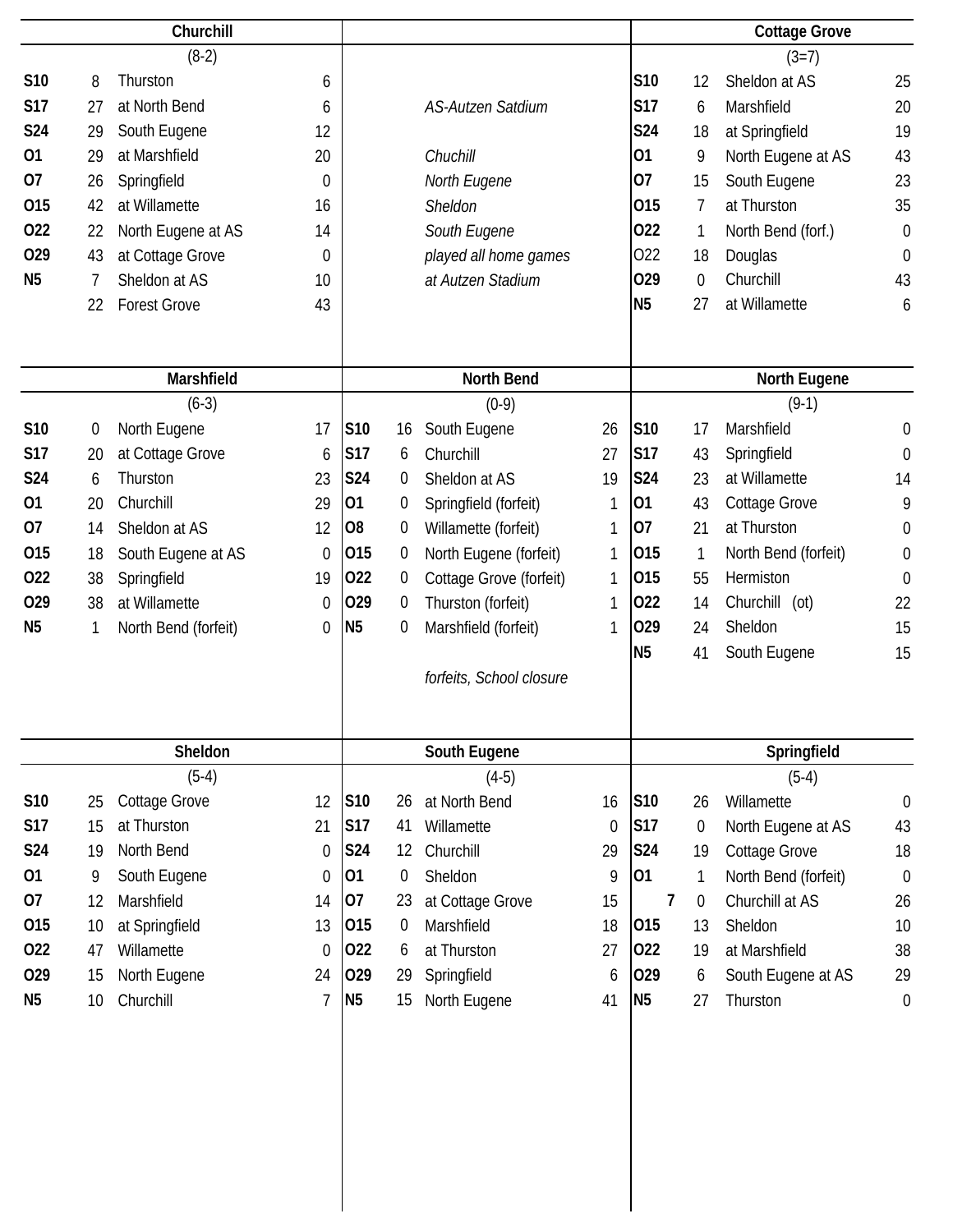## Churchill

(8-2)

| Date | Score | Opponent | Opp |
|---|---|---|---|
| S10 | 8 | Thurston | 6 |
| S17 | 27 | at North Bend | 6 |
| S24 | 29 | South Eugene | 12 |
| O1 | 29 | at Marshfield | 20 |
| O7 | 26 | Springfield | 0 |
| O15 | 42 | at Willamette | 16 |
| O22 | 22 | North Eugene at AS | 14 |
| O29 | 43 | at Cottage Grove | 0 |
| N5 | 7 | Sheldon at AS | 10 |
| | 22 | Forest Grove | 43 |

*AS-Autzen Satdium*

*Chuchill*
*North Eugene*
*Sheldon*
*South Eugene*
*played all home games*
*at Autzen Stadium*

## Cottage Grove

(3=7)

| Date | Score | Opponent | Opp |
|---|---|---|---|
| S10 | 12 | Sheldon at AS | 25 |
| S17 | 6 | Marshfield | 20 |
| S24 | 18 | at Springfield | 19 |
| O1 | 9 | North Eugene at AS | 43 |
| O7 | 15 | South Eugene | 23 |
| O15 | 7 | at Thurston | 35 |
| O22 | 1 | North Bend (forf.) | 0 |
| O22 | 18 | Douglas | 0 |
| O29 | 0 | Churchill | 43 |
| N5 | 27 | at Willamette | 6 |

## Marshfield

(6-3)

| Date | Score | Opponent | Opp |
|---|---|---|---|
| S10 | 0 | North Eugene | 17 |
| S17 | 20 | at Cottage Grove | 6 |
| S24 | 6 | Thurston | 23 |
| O1 | 20 | Churchill | 29 |
| O7 | 14 | Sheldon at AS | 12 |
| O15 | 18 | South Eugene at AS | 0 |
| O22 | 38 | Springfield | 19 |
| O29 | 38 | at Willamette | 0 |
| N5 | 1 | North Bend (forfeit) | 0 |

## North Bend

(0-9)

| Date | Score | Opponent | Opp |
|---|---|---|---|
| S10 | 16 | South Eugene | 26 |
| S17 | 6 | Churchill | 27 |
| S24 | 0 | Sheldon at AS | 19 |
| O1 | 0 | Springfield (forfeit) | 1 |
| O8 | 0 | Willamette (forfeit) | 1 |
| O15 | 0 | North Eugene (forfeit) | 1 |
| O22 | 0 | Cottage Grove (forfeit) | 1 |
| O29 | 0 | Thurston (forfeit) | 1 |
| N5 | 0 | Marshfield (forfeit) | 1 |

*forfeits, School closure*

## North Eugene

(9-1)

| Date | Score | Opponent | Opp |
|---|---|---|---|
| S10 | 17 | Marshfield | 0 |
| S17 | 43 | Springfield | 0 |
| S24 | 23 | at Willamette | 14 |
| O1 | 43 | Cottage Grove | 9 |
| O7 | 21 | at Thurston | 0 |
| O15 | 1 | North Bend (forfeit) | 0 |
| O15 | 55 | Hermiston | 0 |
| O22 | 14 | Churchill (ot) | 22 |
| O29 | 24 | Sheldon | 15 |
| N5 | 41 | South Eugene | 15 |

## Sheldon

(5-4)

| Date | Score | Opponent | Opp |
|---|---|---|---|
| S10 | 25 | Cottage Grove | 12 |
| S17 | 15 | at Thurston | 21 |
| S24 | 19 | North Bend | 0 |
| O1 | 9 | South Eugene | 0 |
| O7 | 12 | Marshfield | 14 |
| O15 | 10 | at Springfield | 13 |
| O22 | 47 | Willamette | 0 |
| O29 | 15 | North Eugene | 24 |
| N5 | 10 | Churchill | 7 |

## South Eugene

(4-5)

| Date | Score | Opponent | Opp |
|---|---|---|---|
| S10 | 26 | at North Bend | 16 |
| S17 | 41 | Willamette | 0 |
| S24 | 12 | Churchill | 29 |
| O1 | 0 | Sheldon | 9 |
| O7 | 23 | at Cottage Grove | 15 |
| O15 | 0 | Marshfield | 18 |
| O22 | 6 | at Thurston | 27 |
| O29 | 29 | Springfield | 6 |
| N5 | 15 | North Eugene | 41 |

## Springfield

(5-4)

| Date | Score | Opponent | Opp |
|---|---|---|---|
| S10 | 26 | Willamette | 0 |
| S17 | 0 | North Eugene at AS | 43 |
| S24 | 19 | Cottage Grove | 18 |
| O1 | 1 | North Bend (forfeit) | 0 |
| 7 | 0 | Churchill at AS | 26 |
| O15 | 13 | Sheldon | 10 |
| O22 | 19 | at Marshfield | 38 |
| O29 | 6 | South Eugene at AS | 29 |
| N5 | 27 | Thurston | 0 |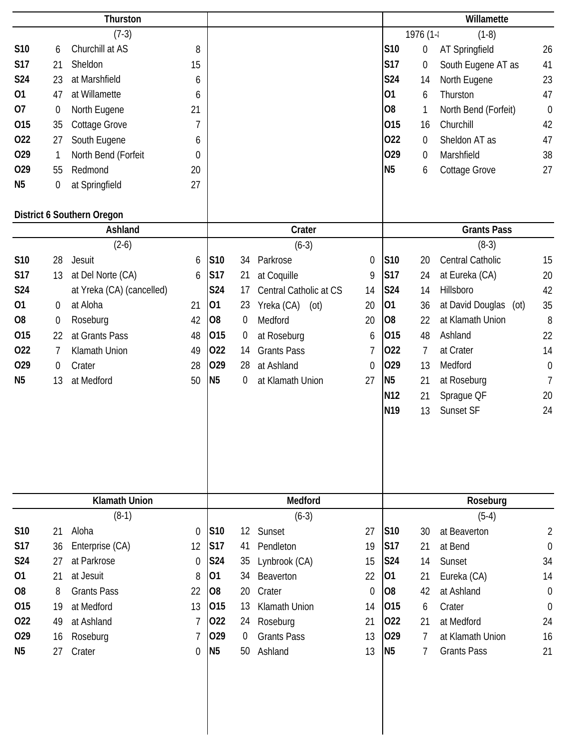## Thurston

(7-3)

| Date | Score | Opponent | Opp |
|---|---|---|---|
| S10 | 6 | Churchill at AS | 8 |
| S17 | 21 | Sheldon | 15 |
| S24 | 23 | at Marshfield | 6 |
| O1 | 47 | at Willamette | 6 |
| O7 | 0 | North Eugene | 21 |
| O15 | 35 | Cottage Grove | 7 |
| O22 | 27 | South Eugene | 6 |
| O29 | 1 | North Bend (Forfeit | 0 |
| O29 | 55 | Redmond | 20 |
| N5 | 0 | at Springfield | 27 |

## Willamette

1976 (1-8) (1-8)

| Date | Score | Opponent | Opp |
|---|---|---|---|
| S10 | 0 | AT Springfield | 26 |
| S17 | 0 | South Eugene AT as | 41 |
| S24 | 14 | North Eugene | 23 |
| O1 | 6 | Thurston | 47 |
| O8 | 1 | North Bend (Forfeit) | 0 |
| O15 | 16 | Churchill | 42 |
| O22 | 0 | Sheldon AT as | 47 |
| O29 | 0 | Marshfield | 38 |
| N5 | 6 | Cottage Grove | 27 |

# District 6 Southern Oregon

## Ashland

(2-6)

| Date | Score | Opponent | Opp |
|---|---|---|---|
| S10 | 28 | Jesuit | 6 |
| S17 | 13 | at Del Norte (CA) | 6 |
| S24 | | at Yreka (CA) (cancelled) | |
| O1 | 0 | at Aloha | 21 |
| O8 | 0 | Roseburg | 42 |
| O15 | 22 | at Grants Pass | 48 |
| O22 | 7 | Klamath Union | 49 |
| O29 | 0 | Crater | 28 |
| N5 | 13 | at Medford | 50 |

## Crater

(6-3)

| Date | Score | Opponent | Opp |
|---|---|---|---|
| S10 | 34 | Parkrose | 0 |
| S17 | 21 | at Coquille | 9 |
| S24 | 17 | Central Catholic at CS | 14 |
| O1 | 23 | Yreka (CA) (ot) | 20 |
| O8 | 0 | Medford | 20 |
| O15 | 0 | at Roseburg | 6 |
| O22 | 14 | Grants Pass | 7 |
| O29 | 28 | at Ashland | 0 |
| N5 | 0 | at Klamath Union | 27 |

## Grants Pass

(8-3)

| Date | Score | Opponent | Opp |
|---|---|---|---|
| S10 | 20 | Central Catholic | 15 |
| S17 | 24 | at Eureka (CA) | 20 |
| S24 | 14 | Hillsboro | 42 |
| O1 | 36 | at David Douglas (ot) | 35 |
| O8 | 22 | at Klamath Union | 8 |
| O15 | 48 | Ashland | 22 |
| O22 | 7 | at Crater | 14 |
| O29 | 13 | Medford | 0 |
| N5 | 21 | at Roseburg | 7 |
| N12 | 21 | Sprague QF | 20 |
| N19 | 13 | Sunset SF | 24 |

## Klamath Union

(8-1)

| Date | Score | Opponent | Opp |
|---|---|---|---|
| S10 | 21 | Aloha | 0 |
| S17 | 36 | Enterprise (CA) | 12 |
| S24 | 27 | at Parkrose | 0 |
| O1 | 21 | at Jesuit | 8 |
| O8 | 8 | Grants Pass | 22 |
| O15 | 19 | at Medford | 13 |
| O22 | 49 | at Ashland | 7 |
| O29 | 16 | Roseburg | 7 |
| N5 | 27 | Crater | 0 |

## Medford

(6-3)

| Date | Score | Opponent | Opp |
|---|---|---|---|
| S10 | 12 | Sunset | 27 |
| S17 | 41 | Pendleton | 19 |
| S24 | 35 | Lynbrook (CA) | 15 |
| O1 | 34 | Beaverton | 22 |
| O8 | 20 | Crater | 0 |
| O15 | 13 | Klamath Union | 14 |
| O22 | 24 | Roseburg | 21 |
| O29 | 0 | Grants Pass | 13 |
| N5 | 50 | Ashland | 13 |

## Roseburg

(5-4)

| Date | Score | Opponent | Opp |
|---|---|---|---|
| S10 | 30 | at Beaverton | 2 |
| S17 | 21 | at Bend | 0 |
| S24 | 14 | Sunset | 34 |
| O1 | 21 | Eureka (CA) | 14 |
| O8 | 42 | at Ashland | 0 |
| O15 | 6 | Crater | 0 |
| O22 | 21 | at Medford | 24 |
| O29 | 7 | at Klamath Union | 16 |
| N5 | 7 | Grants Pass | 21 |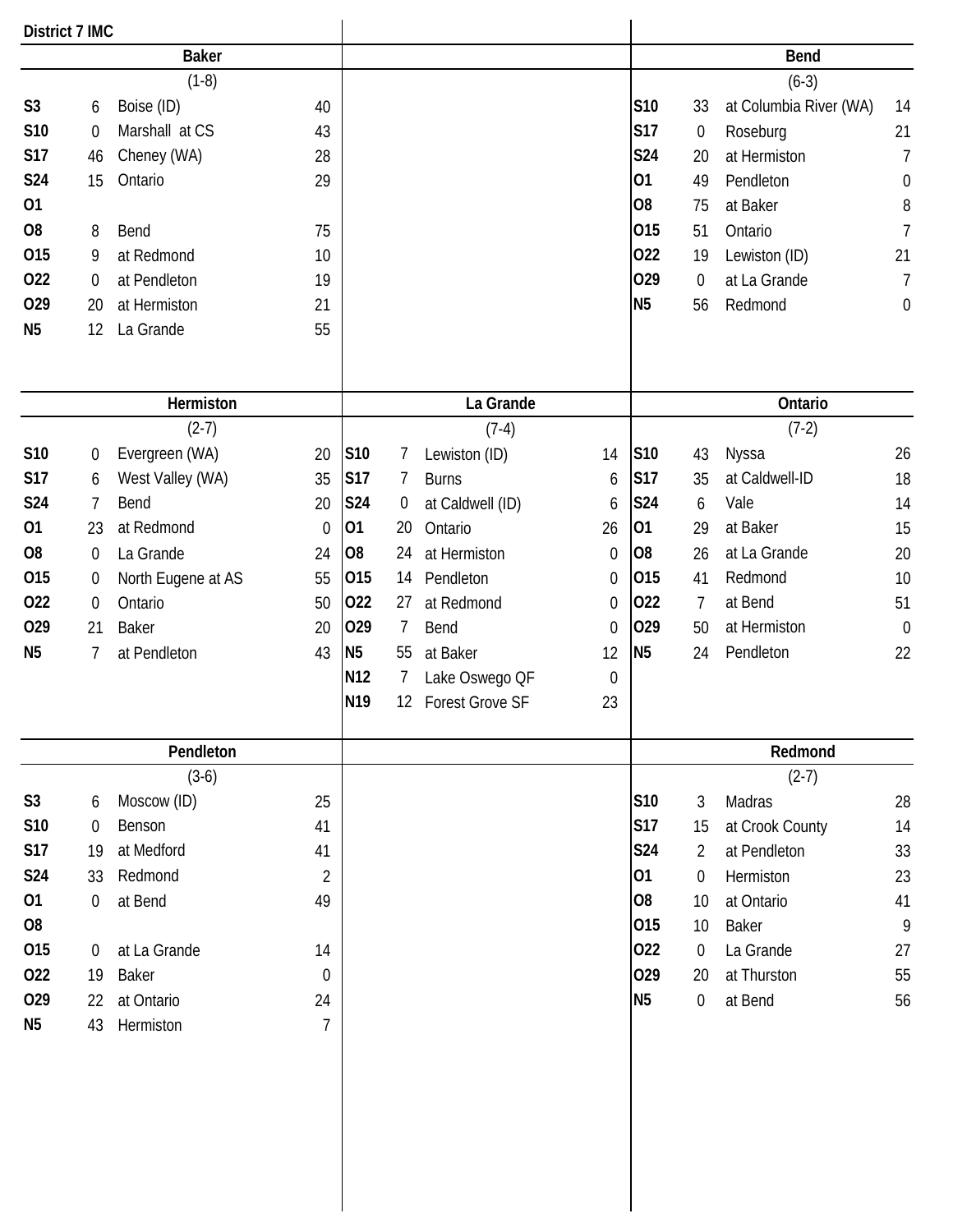## District 7 IMC

### Baker

(1-8)

| Date | Score | Opponent | Opp |
|---|---|---|---|
| S3 | 6 | Boise (ID) | 40 |
| S10 | 0 | Marshall at CS | 43 |
| S17 | 46 | Cheney (WA) | 28 |
| S24 | 15 | Ontario | 29 |
| O1 | | | |
| O8 | 8 | Bend | 75 |
| O15 | 9 | at Redmond | 10 |
| O22 | 0 | at Pendleton | 19 |
| O29 | 20 | at Hermiston | 21 |
| N5 | 12 | La Grande | 55 |

### Bend

(6-3)

| Date | Score | Opponent | Opp |
|---|---|---|---|
| S10 | 33 | at Columbia River (WA) | 14 |
| S17 | 0 | Roseburg | 21 |
| S24 | 20 | at Hermiston | 7 |
| O1 | 49 | Pendleton | 0 |
| O8 | 75 | at Baker | 8 |
| O15 | 51 | Ontario | 7 |
| O22 | 19 | Lewiston (ID) | 21 |
| O29 | 0 | at La Grande | 7 |
| N5 | 56 | Redmond | 0 |

### Hermiston

(2-7)

| Date | Score | Opponent | Opp |
|---|---|---|---|
| S10 | 0 | Evergreen (WA) | 20 |
| S17 | 6 | West Valley (WA) | 35 |
| S24 | 7 | Bend | 20 |
| O1 | 23 | at Redmond | 0 |
| O8 | 0 | La Grande | 24 |
| O15 | 0 | North Eugene at AS | 55 |
| O22 | 0 | Ontario | 50 |
| O29 | 21 | Baker | 20 |
| N5 | 7 | at Pendleton | 43 |

### La Grande

(7-4)

| Date | Score | Opponent | Opp |
|---|---|---|---|
| S10 | 7 | Lewiston (ID) | 14 |
| S17 | 7 | Burns | 6 |
| S24 | 0 | at Caldwell (ID) | 6 |
| O1 | 20 | Ontario | 26 |
| O8 | 24 | at Hermiston | 0 |
| O15 | 14 | Pendleton | 0 |
| O22 | 27 | at Redmond | 0 |
| O29 | 7 | Bend | 0 |
| N5 | 55 | at Baker | 12 |
| N12 | 7 | Lake Oswego QF | 0 |
| N19 | 12 | Forest Grove SF | 23 |

### Ontario

(7-2)

| Date | Score | Opponent | Opp |
|---|---|---|---|
| S10 | 43 | Nyssa | 26 |
| S17 | 35 | at Caldwell-ID | 18 |
| S24 | 6 | Vale | 14 |
| O1 | 29 | at Baker | 15 |
| O8 | 26 | at La Grande | 20 |
| O15 | 41 | Redmond | 10 |
| O22 | 7 | at Bend | 51 |
| O29 | 50 | at Hermiston | 0 |
| N5 | 24 | Pendleton | 22 |

### Pendleton

(3-6)

| Date | Score | Opponent | Opp |
|---|---|---|---|
| S3 | 6 | Moscow (ID) | 25 |
| S10 | 0 | Benson | 41 |
| S17 | 19 | at Medford | 41 |
| S24 | 33 | Redmond | 2 |
| O1 | 0 | at Bend | 49 |
| O8 | | | |
| O15 | 0 | at La Grande | 14 |
| O22 | 19 | Baker | 0 |
| O29 | 22 | at Ontario | 24 |
| N5 | 43 | Hermiston | 7 |

### Redmond

(2-7)

| Date | Score | Opponent | Opp |
|---|---|---|---|
| S10 | 3 | Madras | 28 |
| S17 | 15 | at Crook County | 14 |
| S24 | 2 | at Pendleton | 33 |
| O1 | 0 | Hermiston | 23 |
| O8 | 10 | at Ontario | 41 |
| O15 | 10 | Baker | 9 |
| O22 | 0 | La Grande | 27 |
| O29 | 20 | at Thurston | 55 |
| N5 | 0 | at Bend | 56 |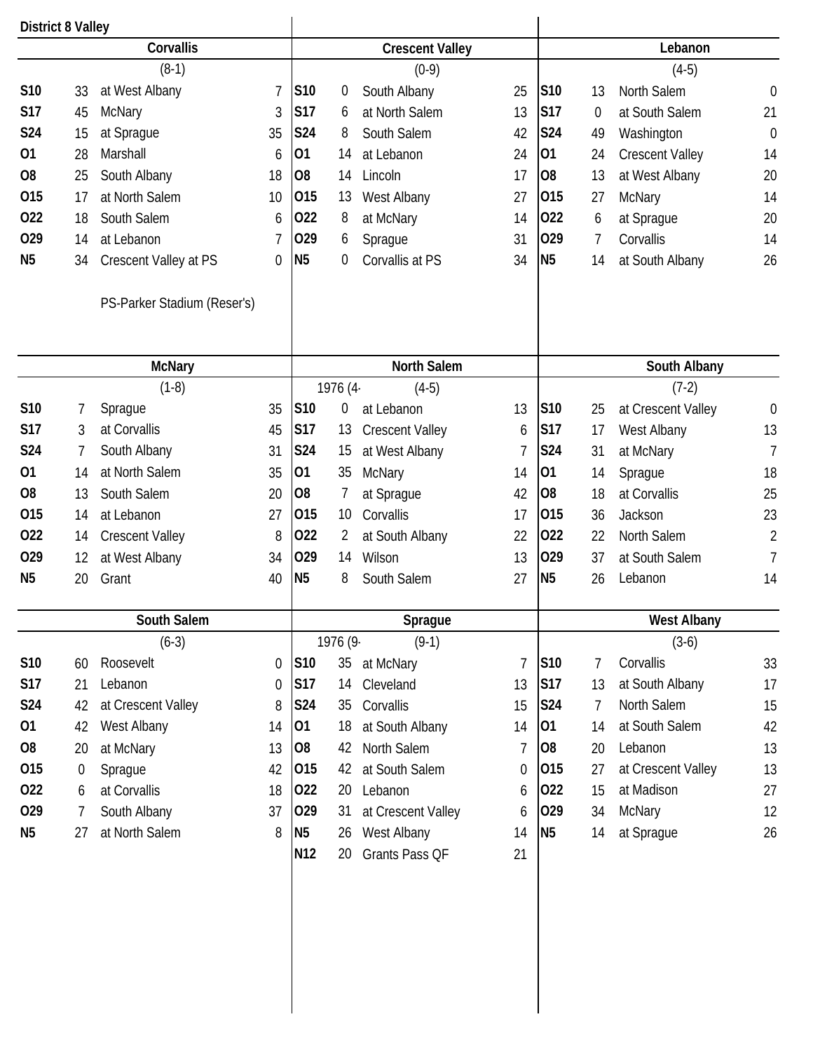## District 8 Valley

### Corvallis

(8-1)

| Date | Score | Opponent | Opp |
|---|---|---|---|
| S10 | 33 | at West Albany | 7 |
| S17 | 45 | McNary | 3 |
| S24 | 15 | at Sprague | 35 |
| O1 | 28 | Marshall | 6 |
| O8 | 25 | South Albany | 18 |
| O15 | 17 | at North Salem | 10 |
| O22 | 18 | South Salem | 6 |
| O29 | 14 | at Lebanon | 7 |
| N5 | 34 | Crescent Valley at PS | 0 |

PS-Parker Stadium (Reser's)

### Crescent Valley

(0-9)

| Date | Score | Opponent | Opp |
|---|---|---|---|
| S10 | 0 | South Albany | 25 |
| S17 | 6 | at North Salem | 13 |
| S24 | 8 | South Salem | 42 |
| O1 | 14 | at Lebanon | 24 |
| O8 | 14 | Lincoln | 17 |
| O15 | 13 | West Albany | 27 |
| O22 | 8 | at McNary | 14 |
| O29 | 6 | Sprague | 31 |
| N5 | 0 | Corvallis at PS | 34 |

### Lebanon

(4-5)

| Date | Score | Opponent | Opp |
|---|---|---|---|
| S10 | 13 | North Salem | 0 |
| S17 | 0 | at South Salem | 21 |
| S24 | 49 | Washington | 0 |
| O1 | 24 | Crescent Valley | 14 |
| O8 | 13 | at West Albany | 20 |
| O15 | 27 | McNary | 14 |
| O22 | 6 | at Sprague | 20 |
| O29 | 7 | Corvallis | 14 |
| N5 | 14 | at South Albany | 26 |

### McNary

(1-8)

| Date | Score | Opponent | Opp |
|---|---|---|---|
| S10 | 7 | Sprague | 35 |
| S17 | 3 | at Corvallis | 45 |
| S24 | 7 | South Albany | 31 |
| O1 | 14 | at North Salem | 35 |
| O8 | 13 | South Salem | 20 |
| O15 | 14 | at Lebanon | 27 |
| O22 | 14 | Crescent Valley | 8 |
| O29 | 12 | at West Albany | 34 |
| N5 | 20 | Grant | 40 |

### North Salem

1976 (4- (4-5)

| Date | Score | Opponent | Opp |
|---|---|---|---|
| S10 | 0 | at Lebanon | 13 |
| S17 | 13 | Crescent Valley | 6 |
| S24 | 15 | at West Albany | 7 |
| O1 | 35 | McNary | 14 |
| O8 | 7 | at Sprague | 42 |
| O15 | 10 | Corvallis | 17 |
| O22 | 2 | at South Albany | 22 |
| O29 | 14 | Wilson | 13 |
| N5 | 8 | South Salem | 27 |

### South Albany

(7-2)

| Date | Score | Opponent | Opp |
|---|---|---|---|
| S10 | 25 | at Crescent Valley | 0 |
| S17 | 17 | West Albany | 13 |
| S24 | 31 | at McNary | 7 |
| O1 | 14 | Sprague | 18 |
| O8 | 18 | at Corvallis | 25 |
| O15 | 36 | Jackson | 23 |
| O22 | 22 | North Salem | 2 |
| O29 | 37 | at South Salem | 7 |
| N5 | 26 | Lebanon | 14 |

### South Salem

(6-3)

| Date | Score | Opponent | Opp |
|---|---|---|---|
| S10 | 60 | Roosevelt | 0 |
| S17 | 21 | Lebanon | 0 |
| S24 | 42 | at Crescent Valley | 8 |
| O1 | 42 | West Albany | 14 |
| O8 | 20 | at McNary | 13 |
| O15 | 0 | Sprague | 42 |
| O22 | 6 | at Corvallis | 18 |
| O29 | 7 | South Albany | 37 |
| N5 | 27 | at North Salem | 8 |

### Sprague

1976 (9- (9-1)

| Date | Score | Opponent | Opp |
|---|---|---|---|
| S10 | 35 | at McNary | 7 |
| S17 | 14 | Cleveland | 13 |
| S24 | 35 | Corvallis | 15 |
| O1 | 18 | at South Albany | 14 |
| O8 | 42 | North Salem | 7 |
| O15 | 42 | at South Salem | 0 |
| O22 | 20 | Lebanon | 6 |
| O29 | 31 | at Crescent Valley | 6 |
| N5 | 26 | West Albany | 14 |
| N12 | 20 | Grants Pass QF | 21 |

### West Albany

(3-6)

| Date | Score | Opponent | Opp |
|---|---|---|---|
| S10 | 7 | Corvallis | 33 |
| S17 | 13 | at South Albany | 17 |
| S24 | 7 | North Salem | 15 |
| O1 | 14 | at South Salem | 42 |
| O8 | 20 | Lebanon | 13 |
| O15 | 27 | at Crescent Valley | 13 |
| O22 | 15 | at Madison | 27 |
| O29 | 34 | McNary | 12 |
| N5 | 14 | at Sprague | 26 |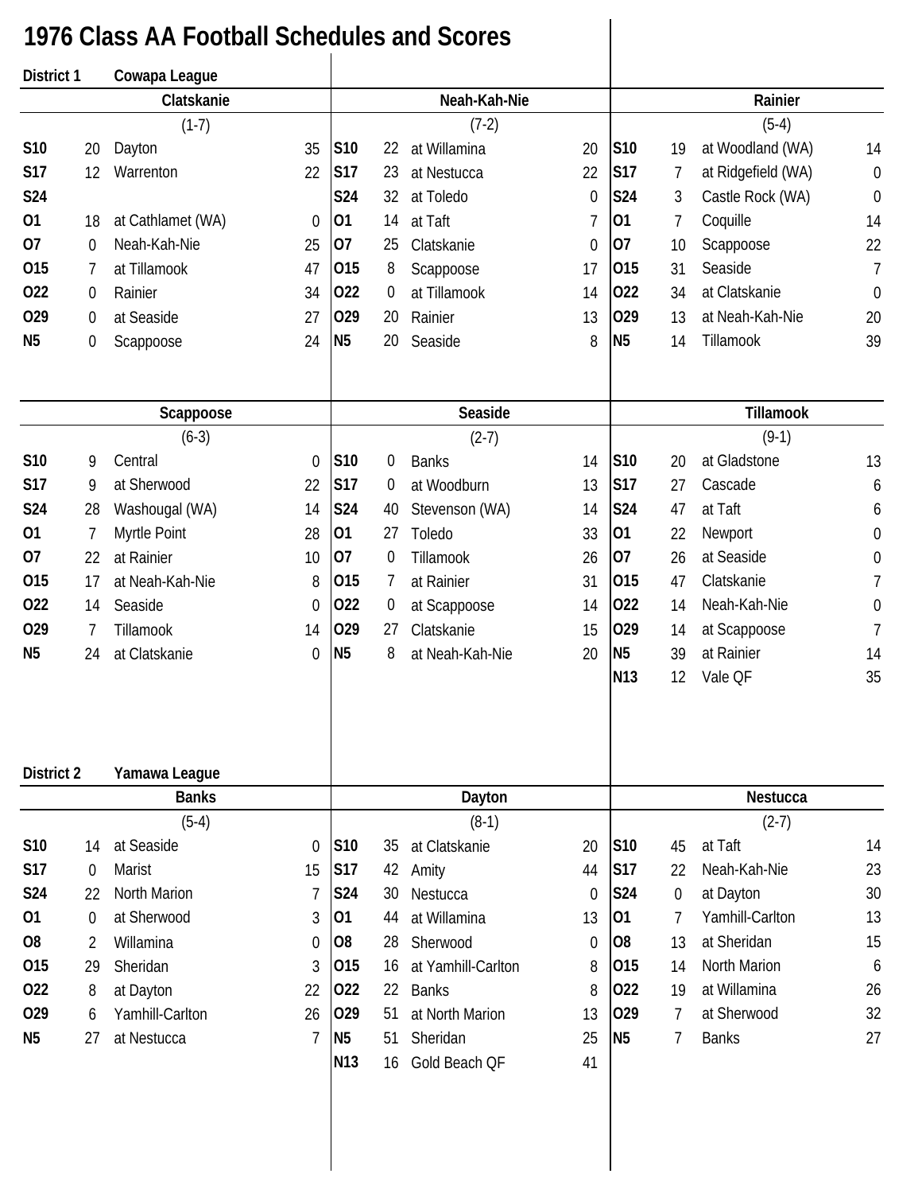# 1976 Class AA Football Schedules and Scores

## District 1 Cowapa League

### Clatskanie

(1-7)

| Date | Score | Opponent | Opp |
|---|---|---|---|
| S10 | 20 | Dayton | 35 |
| S17 | 12 | Warrenton | 22 |
| S24 | | | |
| O1 | 18 | at Cathlamet (WA) | 0 |
| O7 | 0 | Neah-Kah-Nie | 25 |
| O15 | 7 | at Tillamook | 47 |
| O22 | 0 | Rainier | 34 |
| O29 | 0 | at Seaside | 27 |
| N5 | 0 | Scappoose | 24 |

### Neah-Kah-Nie

(7-2)

| Date | Score | Opponent | Opp |
|---|---|---|---|
| S10 | 22 | at Willamina | 20 |
| S17 | 23 | at Nestucca | 22 |
| S24 | 32 | at Toledo | 0 |
| O1 | 14 | at Taft | 7 |
| O7 | 25 | Clatskanie | 0 |
| O15 | 8 | Scappoose | 17 |
| O22 | 0 | at Tillamook | 14 |
| O29 | 20 | Rainier | 13 |
| N5 | 20 | Seaside | 8 |

### Rainier

(5-4)

| Date | Score | Opponent | Opp |
|---|---|---|---|
| S10 | 19 | at Woodland (WA) | 14 |
| S17 | 7 | at Ridgefield (WA) | 0 |
| S24 | 3 | Castle Rock (WA) | 0 |
| O1 | 7 | Coquille | 14 |
| O7 | 10 | Scappoose | 22 |
| O15 | 31 | Seaside | 7 |
| O22 | 34 | at Clatskanie | 0 |
| O29 | 13 | at Neah-Kah-Nie | 20 |
| N5 | 14 | Tillamook | 39 |

### Scappoose

(6-3)

| Date | Score | Opponent | Opp |
|---|---|---|---|
| S10 | 9 | Central | 0 |
| S17 | 9 | at Sherwood | 22 |
| S24 | 28 | Washougal (WA) | 14 |
| O1 | 7 | Myrtle Point | 28 |
| O7 | 22 | at Rainier | 10 |
| O15 | 17 | at Neah-Kah-Nie | 8 |
| O22 | 14 | Seaside | 0 |
| O29 | 7 | Tillamook | 14 |
| N5 | 24 | at Clatskanie | 0 |

### Seaside

(2-7)

| Date | Score | Opponent | Opp |
|---|---|---|---|
| S10 | 0 | Banks | 14 |
| S17 | 0 | at Woodburn | 13 |
| S24 | 40 | Stevenson (WA) | 14 |
| O1 | 27 | Toledo | 33 |
| O7 | 0 | Tillamook | 26 |
| O15 | 7 | at Rainier | 31 |
| O22 | 0 | at Scappoose | 14 |
| O29 | 27 | Clatskanie | 15 |
| N5 | 8 | at Neah-Kah-Nie | 20 |

### Tillamook

(9-1)

| Date | Score | Opponent | Opp |
|---|---|---|---|
| S10 | 20 | at Gladstone | 13 |
| S17 | 27 | Cascade | 6 |
| S24 | 47 | at Taft | 6 |
| O1 | 22 | Newport | 0 |
| O7 | 26 | at Seaside | 0 |
| O15 | 47 | Clatskanie | 7 |
| O22 | 14 | Neah-Kah-Nie | 0 |
| O29 | 14 | at Scappoose | 7 |
| N5 | 39 | at Rainier | 14 |
| N13 | 12 | Vale QF | 35 |

## District 2 Yamawa League

### Banks

(5-4)

| Date | Score | Opponent | Opp |
|---|---|---|---|
| S10 | 14 | at Seaside | 0 |
| S17 | 0 | Marist | 15 |
| S24 | 22 | North Marion | 7 |
| O1 | 0 | at Sherwood | 3 |
| O8 | 2 | Willamina | 0 |
| O15 | 29 | Sheridan | 3 |
| O22 | 8 | at Dayton | 22 |
| O29 | 6 | Yamhill-Carlton | 26 |
| N5 | 27 | at Nestucca | 7 |

### Dayton

(8-1)

| Date | Score | Opponent | Opp |
|---|---|---|---|
| S10 | 35 | at Clatskanie | 20 |
| S17 | 42 | Amity | 44 |
| S24 | 30 | Nestucca | 0 |
| O1 | 44 | at Willamina | 13 |
| O8 | 28 | Sherwood | 0 |
| O15 | 16 | at Yamhill-Carlton | 8 |
| O22 | 22 | Banks | 8 |
| O29 | 51 | at North Marion | 13 |
| N5 | 51 | Sheridan | 25 |
| N13 | 16 | Gold Beach QF | 41 |

### Nestucca

(2-7)

| Date | Score | Opponent | Opp |
|---|---|---|---|
| S10 | 45 | at Taft | 14 |
| S17 | 22 | Neah-Kah-Nie | 23 |
| S24 | 0 | at Dayton | 30 |
| O1 | 7 | Yamhill-Carlton | 13 |
| O8 | 13 | at Sheridan | 15 |
| O15 | 14 | North Marion | 6 |
| O22 | 19 | at Willamina | 26 |
| O29 | 7 | at Sherwood | 32 |
| N5 | 7 | Banks | 27 |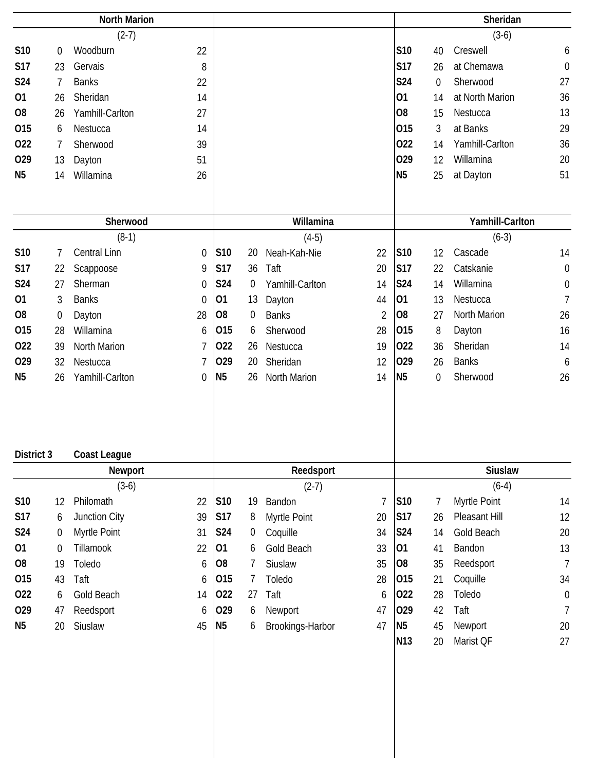### North Marion

(2-7)

| Date | Score | Opponent | Opp. Score |
|---|---|---|---|
| S10 | 0 | Woodburn | 22 |
| S17 | 23 | Gervais | 8 |
| S24 | 7 | Banks | 22 |
| O1 | 26 | Sheridan | 14 |
| O8 | 26 | Yamhill-Carlton | 27 |
| O15 | 6 | Nestucca | 14 |
| O22 | 7 | Sherwood | 39 |
| O29 | 13 | Dayton | 51 |
| N5 | 14 | Willamina | 26 |

### Sheridan

(3-6)

| Date | Score | Opponent | Opp. Score |
|---|---|---|---|
| S10 | 40 | Creswell | 6 |
| S17 | 26 | at Chemawa | 0 |
| S24 | 0 | Sherwood | 27 |
| O1 | 14 | at North Marion | 36 |
| O8 | 15 | Nestucca | 13 |
| O15 | 3 | at Banks | 29 |
| O22 | 14 | Yamhill-Carlton | 36 |
| O29 | 12 | Willamina | 20 |
| N5 | 25 | at Dayton | 51 |

### Sherwood

(8-1)

| Date | Score | Opponent | Opp. Score |
|---|---|---|---|
| S10 | 7 | Central Linn | 0 |
| S17 | 22 | Scappoose | 9 |
| S24 | 27 | Sherman | 0 |
| O1 | 3 | Banks | 0 |
| O8 | 0 | Dayton | 28 |
| O15 | 28 | Willamina | 6 |
| O22 | 39 | North Marion | 7 |
| O29 | 32 | Nestucca | 7 |
| N5 | 26 | Yamhill-Carlton | 0 |

### Willamina

(4-5)

| Date | Score | Opponent | Opp. Score |
|---|---|---|---|
| S10 | 20 | Neah-Kah-Nie | 22 |
| S17 | 36 | Taft | 20 |
| S24 | 0 | Yamhill-Carlton | 14 |
| O1 | 13 | Dayton | 44 |
| O8 | 0 | Banks | 2 |
| O15 | 6 | Sherwood | 28 |
| O22 | 26 | Nestucca | 19 |
| O29 | 20 | Sheridan | 12 |
| N5 | 26 | North Marion | 14 |

### Yamhill-Carlton

(6-3)

| Date | Score | Opponent | Opp. Score |
|---|---|---|---|
| S10 | 12 | Cascade | 14 |
| S17 | 22 | Catskanie | 0 |
| S24 | 14 | Willamina | 0 |
| O1 | 13 | Nestucca | 7 |
| O8 | 27 | North Marion | 26 |
| O15 | 8 | Dayton | 16 |
| O22 | 36 | Sheridan | 14 |
| O29 | 26 | Banks | 6 |
| N5 | 0 | Sherwood | 26 |

## District 3 Coast League

### Newport

(3-6)

| Date | Score | Opponent | Opp. Score |
|---|---|---|---|
| S10 | 12 | Philomath | 22 |
| S17 | 6 | Junction City | 39 |
| S24 | 0 | Myrtle Point | 31 |
| O1 | 0 | Tillamook | 22 |
| O8 | 19 | Toledo | 6 |
| O15 | 43 | Taft | 6 |
| O22 | 6 | Gold Beach | 14 |
| O29 | 47 | Reedsport | 6 |
| N5 | 20 | Siuslaw | 45 |

### Reedsport

(2-7)

| Date | Score | Opponent | Opp. Score |
|---|---|---|---|
| S10 | 19 | Bandon | 7 |
| S17 | 8 | Myrtle Point | 20 |
| S24 | 0 | Coquille | 34 |
| O1 | 6 | Gold Beach | 33 |
| O8 | 7 | Siuslaw | 35 |
| O15 | 7 | Toledo | 28 |
| O22 | 27 | Taft | 6 |
| O29 | 6 | Newport | 47 |
| N5 | 6 | Brookings-Harbor | 47 |

### Siuslaw

(6-4)

| Date | Score | Opponent | Opp. Score |
|---|---|---|---|
| S10 | 7 | Myrtle Point | 14 |
| S17 | 26 | Pleasant Hill | 12 |
| S24 | 14 | Gold Beach | 20 |
| O1 | 41 | Bandon | 13 |
| O8 | 35 | Reedsport | 7 |
| O15 | 21 | Coquille | 34 |
| O22 | 28 | Toledo | 0 |
| O29 | 42 | Taft | 7 |
| N5 | 45 | Newport | 20 |
| N13 | 20 | Marist QF | 27 |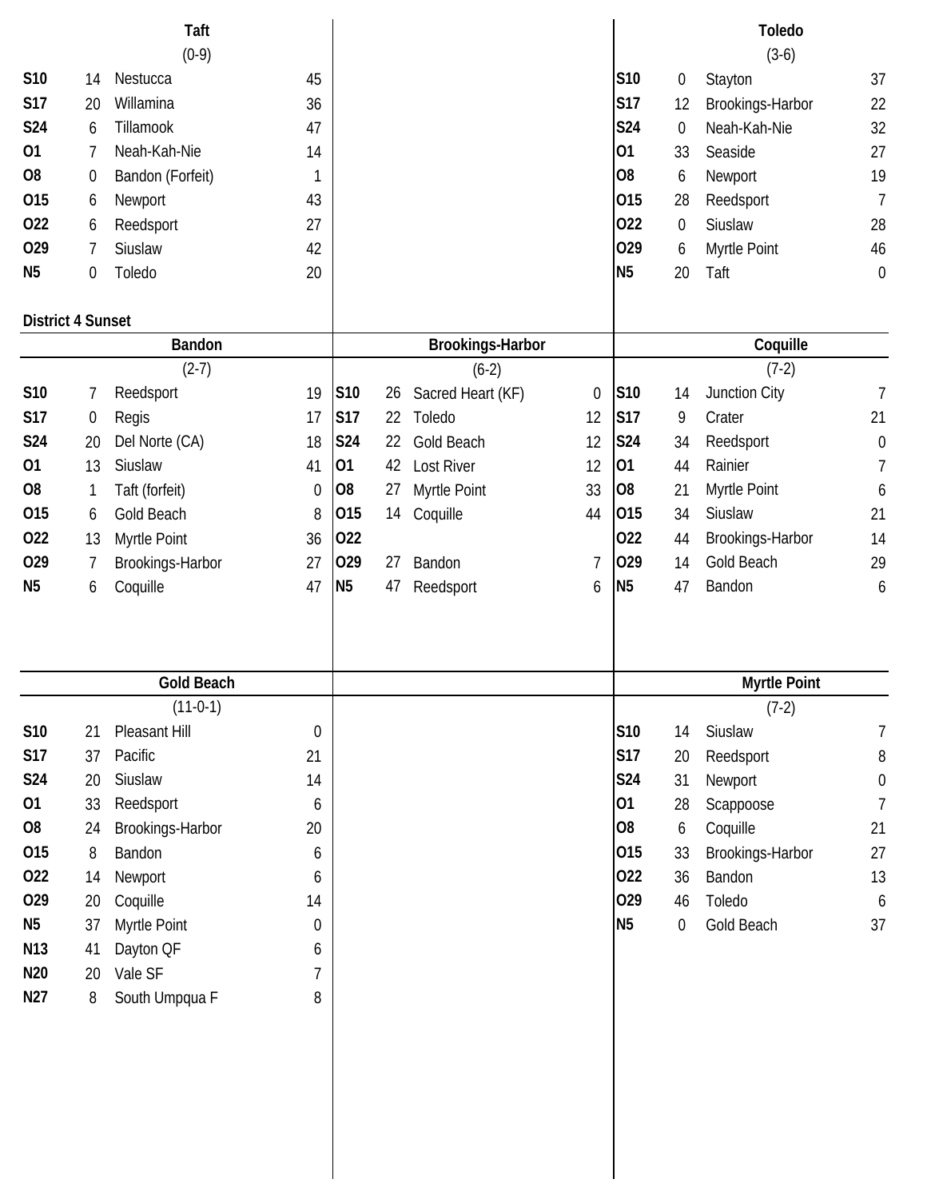### Taft

(0-9)

| Date | Score | Opponent | Opp. Score |
|---|---|---|---|
| S10 | 14 | Nestucca | 45 |
| S17 | 20 | Willamina | 36 |
| S24 | 6 | Tillamook | 47 |
| O1 | 7 | Neah-Kah-Nie | 14 |
| O8 | 0 | Bandon (Forfeit) | 1 |
| O15 | 6 | Newport | 43 |
| O22 | 6 | Reedsport | 27 |
| O29 | 7 | Siuslaw | 42 |
| N5 | 0 | Toledo | 20 |

### Toledo

(3-6)

| Date | Score | Opponent | Opp. Score |
|---|---|---|---|
| S10 | 0 | Stayton | 37 |
| S17 | 12 | Brookings-Harbor | 22 |
| S24 | 0 | Neah-Kah-Nie | 32 |
| O1 | 33 | Seaside | 27 |
| O8 | 6 | Newport | 19 |
| O15 | 28 | Reedsport | 7 |
| O22 | 0 | Siuslaw | 28 |
| O29 | 6 | Myrtle Point | 46 |
| N5 | 20 | Taft | 0 |

## District 4 Sunset

### Bandon

(2-7)

| Date | Score | Opponent | Opp. Score |
|---|---|---|---|
| S10 | 7 | Reedsport | 19 |
| S17 | 0 | Regis | 17 |
| S24 | 20 | Del Norte (CA) | 18 |
| O1 | 13 | Siuslaw | 41 |
| O8 | 1 | Taft (forfeit) | 0 |
| O15 | 6 | Gold Beach | 8 |
| O22 | 13 | Myrtle Point | 36 |
| O29 | 7 | Brookings-Harbor | 27 |
| N5 | 6 | Coquille | 47 |

### Brookings-Harbor

(6-2)

| Date | Score | Opponent | Opp. Score |
|---|---|---|---|
| S10 | 26 | Sacred Heart (KF) | 0 |
| S17 | 22 | Toledo | 12 |
| S24 | 22 | Gold Beach | 12 |
| O1 | 42 | Lost River | 12 |
| O8 | 27 | Myrtle Point | 33 |
| O15 | 14 | Coquille | 44 |
| O22 | | | |
| O29 | 27 | Bandon | 7 |
| N5 | 47 | Reedsport | 6 |

### Coquille

(7-2)

| Date | Score | Opponent | Opp. Score |
|---|---|---|---|
| S10 | 14 | Junction City | 7 |
| S17 | 9 | Crater | 21 |
| S24 | 34 | Reedsport | 0 |
| O1 | 44 | Rainier | 7 |
| O8 | 21 | Myrtle Point | 6 |
| O15 | 34 | Siuslaw | 21 |
| O22 | 44 | Brookings-Harbor | 14 |
| O29 | 14 | Gold Beach | 29 |
| N5 | 47 | Bandon | 6 |

### Gold Beach

(11-0-1)

| Date | Score | Opponent | Opp. Score |
|---|---|---|---|
| S10 | 21 | Pleasant Hill | 0 |
| S17 | 37 | Pacific | 21 |
| S24 | 20 | Siuslaw | 14 |
| O1 | 33 | Reedsport | 6 |
| O8 | 24 | Brookings-Harbor | 20 |
| O15 | 8 | Bandon | 6 |
| O22 | 14 | Newport | 6 |
| O29 | 20 | Coquille | 14 |
| N5 | 37 | Myrtle Point | 0 |
| N13 | 41 | Dayton QF | 6 |
| N20 | 20 | Vale SF | 7 |
| N27 | 8 | South Umpqua F | 8 |

### Myrtle Point

(7-2)

| Date | Score | Opponent | Opp. Score |
|---|---|---|---|
| S10 | 14 | Siuslaw | 7 |
| S17 | 20 | Reedsport | 8 |
| S24 | 31 | Newport | 0 |
| O1 | 28 | Scappoose | 7 |
| O8 | 6 | Coquille | 21 |
| O15 | 33 | Brookings-Harbor | 27 |
| O22 | 36 | Bandon | 13 |
| O29 | 46 | Toledo | 6 |
| N5 | 0 | Gold Beach | 37 |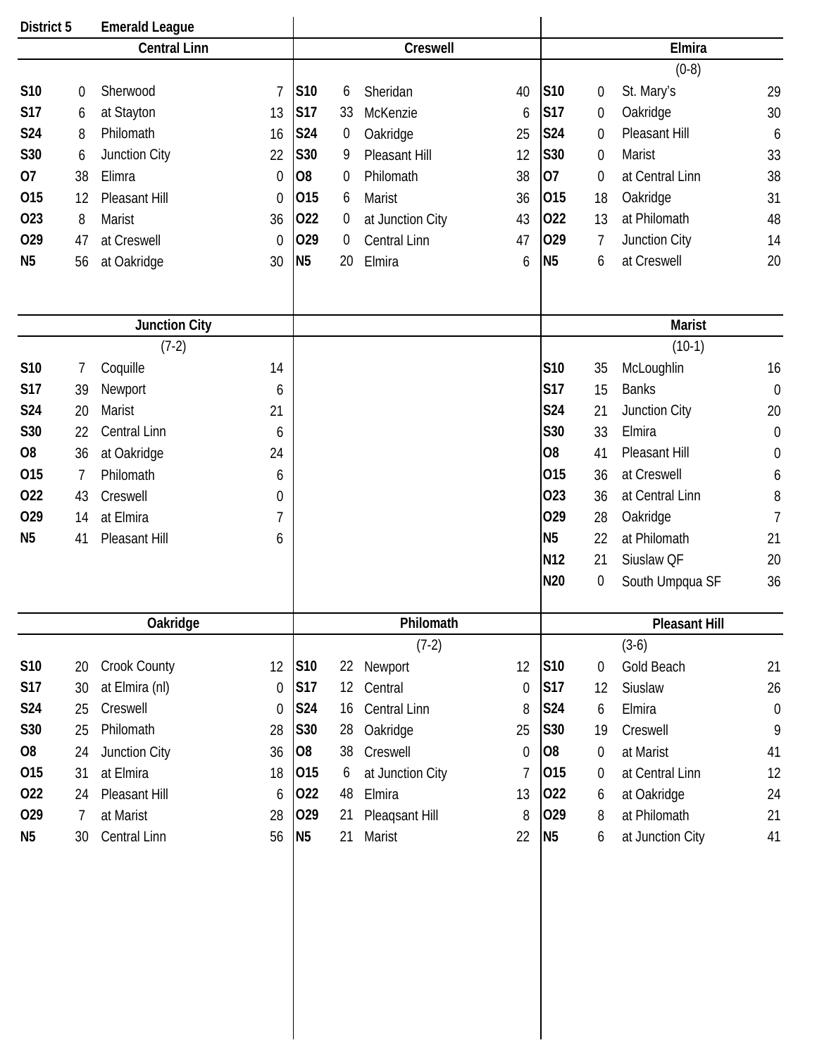**District 5** **Emerald League**

### Central Linn

| Date | Score | Opponent | Score |
|---|---|---|---|
| S10 | 0 | Sherwood | 7 |
| S17 | 6 | at Stayton | 13 |
| S24 | 8 | Philomath | 16 |
| S30 | 6 | Junction City | 22 |
| O7 | 38 | Elimra | 0 |
| O15 | 12 | Pleasant Hill | 0 |
| O23 | 8 | Marist | 36 |
| O29 | 47 | at Creswell | 0 |
| N5 | 56 | at Oakridge | 30 |

### Creswell

| Date | Score | Opponent | Score |
|---|---|---|---|
| S10 | 6 | Sheridan | 40 |
| S17 | 33 | McKenzie | 6 |
| S24 | 0 | Oakridge | 25 |
| S30 | 9 | Pleasant Hill | 12 |
| O8 | 0 | Philomath | 38 |
| O15 | 6 | Marist | 36 |
| O22 | 0 | at Junction City | 43 |
| O29 | 0 | Central Linn | 47 |
| N5 | 20 | Elmira | 6 |

### Elmira

(0-8)

| Date | Score | Opponent | Score |
|---|---|---|---|
| S10 | 0 | St. Mary's | 29 |
| S17 | 0 | Oakridge | 30 |
| S24 | 0 | Pleasant Hill | 6 |
| S30 | 0 | Marist | 33 |
| O7 | 0 | at Central Linn | 38 |
| O15 | 18 | Oakridge | 31 |
| O22 | 13 | at Philomath | 48 |
| O29 | 7 | Junction City | 14 |
| N5 | 6 | at Creswell | 20 |

### Junction City

(7-2)

| Date | Score | Opponent | Score |
|---|---|---|---|
| S10 | 7 | Coquille | 14 |
| S17 | 39 | Newport | 6 |
| S24 | 20 | Marist | 21 |
| S30 | 22 | Central Linn | 6 |
| O8 | 36 | at Oakridge | 24 |
| O15 | 7 | Philomath | 6 |
| O22 | 43 | Creswell | 0 |
| O29 | 14 | at Elmira | 7 |
| N5 | 41 | Pleasant Hill | 6 |

### Marist

(10-1)

| Date | Score | Opponent | Score |
|---|---|---|---|
| S10 | 35 | McLoughlin | 16 |
| S17 | 15 | Banks | 0 |
| S24 | 21 | Junction City | 20 |
| S30 | 33 | Elmira | 0 |
| O8 | 41 | Pleasant Hill | 0 |
| O15 | 36 | at Creswell | 6 |
| O23 | 36 | at Central Linn | 8 |
| O29 | 28 | Oakridge | 7 |
| N5 | 22 | at Philomath | 21 |
| N12 | 21 | Siuslaw QF | 20 |
| N20 | 0 | South Umpqua SF | 36 |

### Oakridge

| Date | Score | Opponent | Score |
|---|---|---|---|
| S10 | 20 | Crook County | 12 |
| S17 | 30 | at Elmira (nl) | 0 |
| S24 | 25 | Creswell | 0 |
| S30 | 25 | Philomath | 28 |
| O8 | 24 | Junction City | 36 |
| O15 | 31 | at Elmira | 18 |
| O22 | 24 | Pleasant Hill | 6 |
| O29 | 7 | at Marist | 28 |
| N5 | 30 | Central Linn | 56 |

### Philomath

(7-2)

| Date | Score | Opponent | Score |
|---|---|---|---|
| S10 | 22 | Newport | 12 |
| S17 | 12 | Central | 0 |
| S24 | 16 | Central Linn | 8 |
| S30 | 28 | Oakridge | 25 |
| O8 | 38 | Creswell | 0 |
| O15 | 6 | at Junction City | 7 |
| O22 | 48 | Elmira | 13 |
| O29 | 21 | Pleaqsant Hill | 8 |
| N5 | 21 | Marist | 22 |

### Pleasant Hill

(3-6)

| Date | Score | Opponent | Score |
|---|---|---|---|
| S10 | 0 | Gold Beach | 21 |
| S17 | 12 | Siuslaw | 26 |
| S24 | 6 | Elmira | 0 |
| S30 | 19 | Creswell | 9 |
| O8 | 0 | at Marist | 41 |
| O15 | 0 | at Central Linn | 12 |
| O22 | 6 | at Oakridge | 24 |
| O29 | 8 | at Philomath | 21 |
| N5 | 6 | at Junction City | 41 |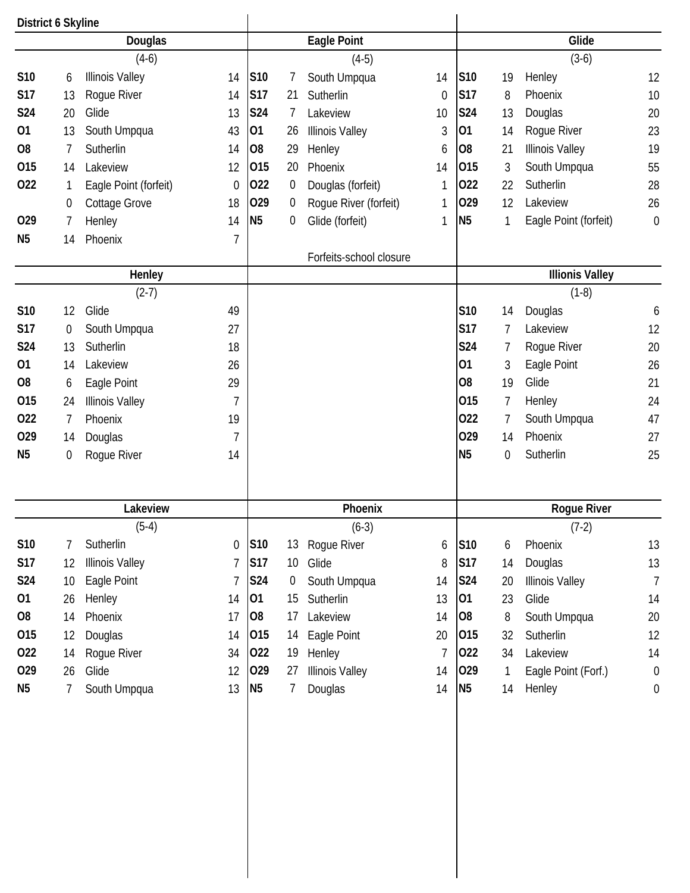## District 6 Skyline

### Douglas

(4-6)

| Date | Score | Opponent | Opp. Score |
|---|---|---|---|
| S10 | 6 | Illinois Valley | 14 |
| S17 | 13 | Rogue River | 14 |
| S24 | 20 | Glide | 13 |
| O1 | 13 | South Umpqua | 43 |
| O8 | 7 | Sutherlin | 14 |
| O15 | 14 | Lakeview | 12 |
| O22 | 1 | Eagle Point (forfeit) | 0 |
| | 0 | Cottage Grove | 18 |
| O29 | 7 | Henley | 14 |
| N5 | 14 | Phoenix | 7 |

### Eagle Point

(4-5)

| Date | Score | Opponent | Opp. Score |
|---|---|---|---|
| S10 | 7 | South Umpqua | 14 |
| S17 | 21 | Sutherlin | 0 |
| S24 | 7 | Lakeview | 10 |
| O1 | 26 | Illinois Valley | 3 |
| O8 | 29 | Henley | 6 |
| O15 | 20 | Phoenix | 14 |
| O22 | 0 | Douglas (forfeit) | 1 |
| O29 | 0 | Rogue River (forfeit) | 1 |
| N5 | 0 | Glide (forfeit) | 1 |

Forfeits-school closure

### Glide

(3-6)

| Date | Score | Opponent | Opp. Score |
|---|---|---|---|
| S10 | 19 | Henley | 12 |
| S17 | 8 | Phoenix | 10 |
| S24 | 13 | Douglas | 20 |
| O1 | 14 | Rogue River | 23 |
| O8 | 21 | Illinois Valley | 19 |
| O15 | 3 | South Umpqua | 55 |
| O22 | 22 | Sutherlin | 28 |
| O29 | 12 | Lakeview | 26 |
| N5 | 1 | Eagle Point (forfeit) | 0 |

### Henley

(2-7)

| Date | Score | Opponent | Opp. Score |
|---|---|---|---|
| S10 | 12 | Glide | 49 |
| S17 | 0 | South Umpqua | 27 |
| S24 | 13 | Sutherlin | 18 |
| O1 | 14 | Lakeview | 26 |
| O8 | 6 | Eagle Point | 29 |
| O15 | 24 | Illinois Valley | 7 |
| O22 | 7 | Phoenix | 19 |
| O29 | 14 | Douglas | 7 |
| N5 | 0 | Rogue River | 14 |

### Illinois Valley

(1-8)

| Date | Score | Opponent | Opp. Score |
|---|---|---|---|
| S10 | 14 | Douglas | 6 |
| S17 | 7 | Lakeview | 12 |
| S24 | 7 | Rogue River | 20 |
| O1 | 3 | Eagle Point | 26 |
| O8 | 19 | Glide | 21 |
| O15 | 7 | Henley | 24 |
| O22 | 7 | South Umpqua | 47 |
| O29 | 14 | Phoenix | 27 |
| N5 | 0 | Sutherlin | 25 |

### Lakeview

(5-4)

| Date | Score | Opponent | Opp. Score |
|---|---|---|---|
| S10 | 7 | Sutherlin | 0 |
| S17 | 12 | Illinois Valley | 7 |
| S24 | 10 | Eagle Point | 7 |
| O1 | 26 | Henley | 14 |
| O8 | 14 | Phoenix | 17 |
| O15 | 12 | Douglas | 14 |
| O22 | 14 | Rogue River | 34 |
| O29 | 26 | Glide | 12 |
| N5 | 7 | South Umpqua | 13 |

### Phoenix

(6-3)

| Date | Score | Opponent | Opp. Score |
|---|---|---|---|
| S10 | 13 | Rogue River | 6 |
| S17 | 10 | Glide | 8 |
| S24 | 0 | South Umpqua | 14 |
| O1 | 15 | Sutherlin | 13 |
| O8 | 17 | Lakeview | 14 |
| O15 | 14 | Eagle Point | 20 |
| O22 | 19 | Henley | 7 |
| O29 | 27 | Illinois Valley | 14 |
| N5 | 7 | Douglas | 14 |

### Rogue River

(7-2)

| Date | Score | Opponent | Opp. Score |
|---|---|---|---|
| S10 | 6 | Phoenix | 13 |
| S17 | 14 | Douglas | 13 |
| S24 | 20 | Illinois Valley | 7 |
| O1 | 23 | Glide | 14 |
| O8 | 8 | South Umpqua | 20 |
| O15 | 32 | Sutherlin | 12 |
| O22 | 34 | Lakeview | 14 |
| O29 | 1 | Eagle Point (Forf.) | 0 |
| N5 | 14 | Henley | 0 |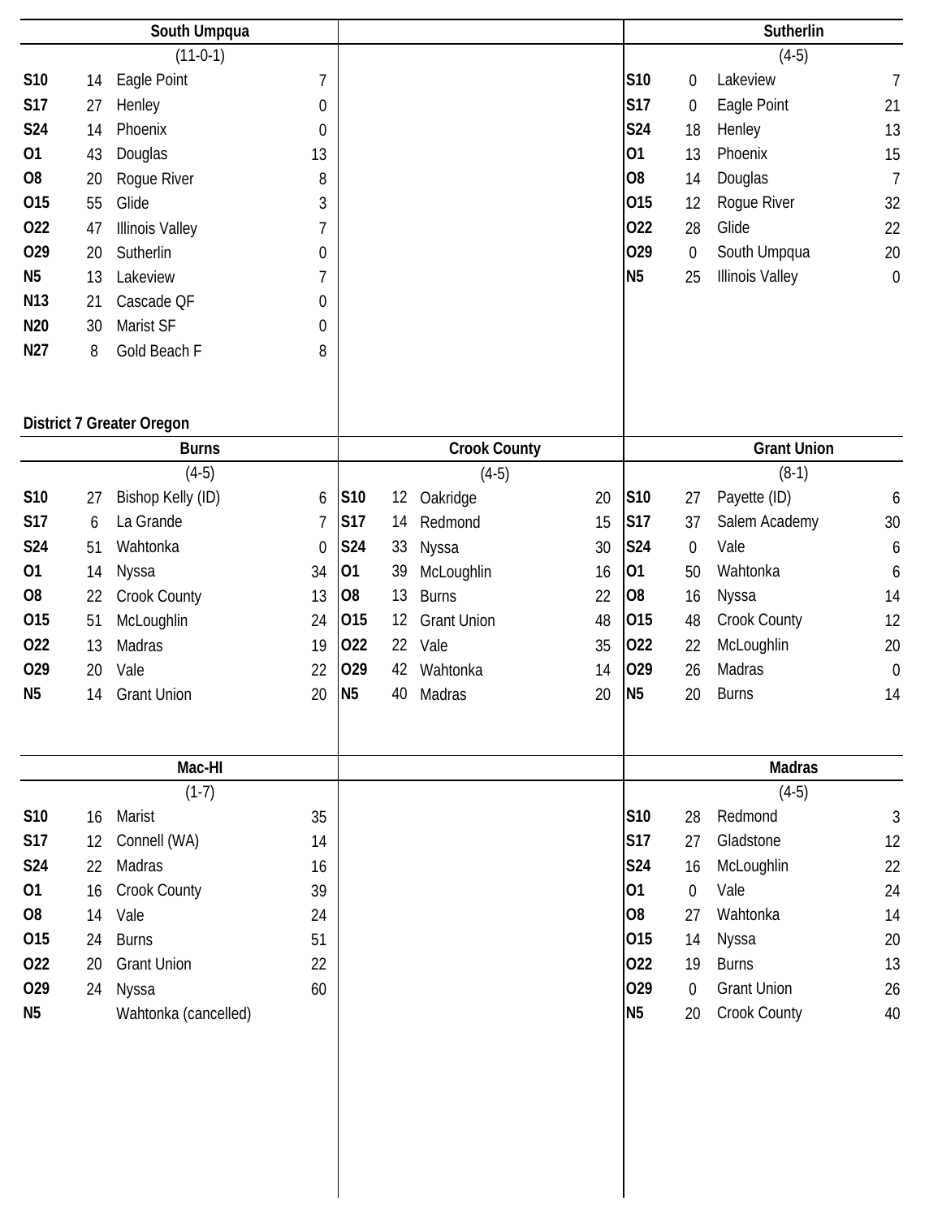## South Umpqua

(11-0-1)

| Date | Score | Opponent | Score |
|---|---|---|---|
| S10 | 14 | Eagle Point | 7 |
| S17 | 27 | Henley | 0 |
| S24 | 14 | Phoenix | 0 |
| O1 | 43 | Douglas | 13 |
| O8 | 20 | Rogue River | 8 |
| O15 | 55 | Glide | 3 |
| O22 | 47 | Illinois Valley | 7 |
| O29 | 20 | Sutherlin | 0 |
| N5 | 13 | Lakeview | 7 |
| N13 | 21 | Cascade QF | 0 |
| N20 | 30 | Marist SF | 0 |
| N27 | 8 | Gold Beach F | 8 |

## Sutherlin

(4-5)

| Date | Score | Opponent | Score |
|---|---|---|---|
| S10 | 0 | Lakeview | 7 |
| S17 | 0 | Eagle Point | 21 |
| S24 | 18 | Henley | 13 |
| O1 | 13 | Phoenix | 15 |
| O8 | 14 | Douglas | 7 |
| O15 | 12 | Rogue River | 32 |
| O22 | 28 | Glide | 22 |
| O29 | 0 | South Umpqua | 20 |
| N5 | 25 | Illinois Valley | 0 |

# District 7 Greater Oregon

## Burns

(4-5)

| Date | Score | Opponent | Score |
|---|---|---|---|
| S10 | 27 | Bishop Kelly (ID) | 6 |
| S17 | 6 | La Grande | 7 |
| S24 | 51 | Wahtonka | 0 |
| O1 | 14 | Nyssa | 34 |
| O8 | 22 | Crook County | 13 |
| O15 | 51 | McLoughlin | 24 |
| O22 | 13 | Madras | 19 |
| O29 | 20 | Vale | 22 |
| N5 | 14 | Grant Union | 20 |

## Crook County

(4-5)

| Date | Score | Opponent | Score |
|---|---|---|---|
| S10 | 12 | Oakridge | 20 |
| S17 | 14 | Redmond | 15 |
| S24 | 33 | Nyssa | 30 |
| O1 | 39 | McLoughlin | 16 |
| O8 | 13 | Burns | 22 |
| O15 | 12 | Grant Union | 48 |
| O22 | 22 | Vale | 35 |
| O29 | 42 | Wahtonka | 14 |
| N5 | 40 | Madras | 20 |

## Grant Union

(8-1)

| Date | Score | Opponent | Score |
|---|---|---|---|
| S10 | 27 | Payette (ID) | 6 |
| S17 | 37 | Salem Academy | 30 |
| S24 | 0 | Vale | 6 |
| O1 | 50 | Wahtonka | 6 |
| O8 | 16 | Nyssa | 14 |
| O15 | 48 | Crook County | 12 |
| O22 | 22 | McLoughlin | 20 |
| O29 | 26 | Madras | 0 |
| N5 | 20 | Burns | 14 |

## Mac-Hi

(1-7)

| Date | Score | Opponent | Score |
|---|---|---|---|
| S10 | 16 | Marist | 35 |
| S17 | 12 | Connell (WA) | 14 |
| S24 | 22 | Madras | 16 |
| O1 | 16 | Crook County | 39 |
| O8 | 14 | Vale | 24 |
| O15 | 24 | Burns | 51 |
| O22 | 20 | Grant Union | 22 |
| O29 | 24 | Nyssa | 60 |
| N5 | | Wahtonka (cancelled) | |

## Madras

(4-5)

| Date | Score | Opponent | Score |
|---|---|---|---|
| S10 | 28 | Redmond | 3 |
| S17 | 27 | Gladstone | 12 |
| S24 | 16 | McLoughlin | 22 |
| O1 | 0 | Vale | 24 |
| O8 | 27 | Wahtonka | 14 |
| O15 | 14 | Nyssa | 20 |
| O22 | 19 | Burns | 13 |
| O29 | 0 | Grant Union | 26 |
| N5 | 20 | Crook County | 40 |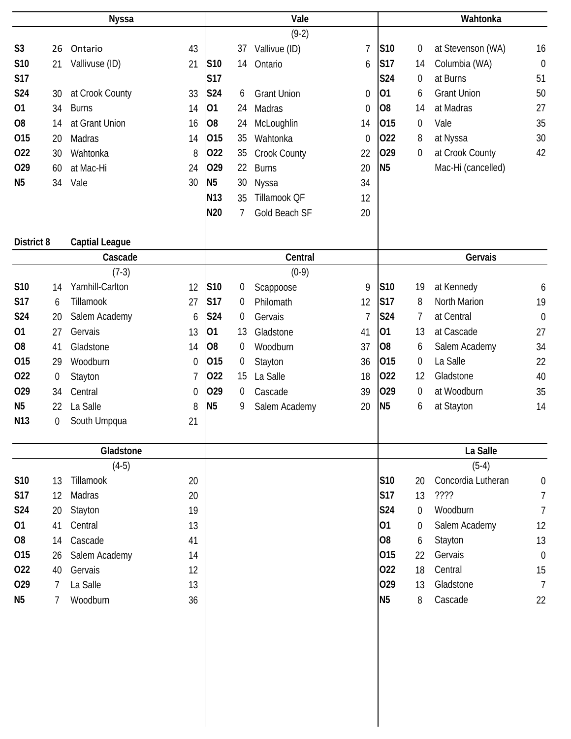### Nyssa

| | | | |
|---|---|---|---|
| S3 | 26 | Ontario | 43 |
| S10 | 21 | Vallivuse (ID) | 21 |
| S17 | | | |
| S24 | 30 | at Crook County | 33 |
| O1 | 34 | Burns | 14 |
| O8 | 14 | at Grant Union | 16 |
| O15 | 20 | Madras | 14 |
| O22 | 30 | Wahtonka | 8 |
| O29 | 60 | at Mac-Hi | 24 |
| N5 | 34 | Vale | 30 |

### Vale

(9-2)

| | | | |
|---|---|---|---|
| | 37 | Vallivue (ID) | 7 |
| S10 | 14 | Ontario | 6 |
| S17 | | | |
| S24 | 6 | Grant Union | 0 |
| O1 | 24 | Madras | 0 |
| O8 | 24 | McLoughlin | 14 |
| O15 | 35 | Wahtonka | 0 |
| O22 | 35 | Crook County | 22 |
| O29 | 22 | Burns | 20 |
| N5 | 30 | Nyssa | 34 |
| N13 | 35 | Tillamook QF | 12 |
| N20 | 7 | Gold Beach SF | 20 |

### Wahtonka

| | | | |
|---|---|---|---|
| S10 | 0 | at Stevenson (WA) | 16 |
| S17 | 14 | Columbia (WA) | 0 |
| S24 | 0 | at Burns | 51 |
| O1 | 6 | Grant Union | 50 |
| O8 | 14 | at Madras | 27 |
| O15 | 0 | Vale | 35 |
| O22 | 8 | at Nyssa | 30 |
| O29 | 0 | at Crook County | 42 |
| N5 | | Mac-Hi (cancelled) | |

## District 8 Captial League

### Cascade

(7-3)

| | | | |
|---|---|---|---|
| S10 | 14 | Yamhill-Carlton | 12 |
| S17 | 6 | Tillamook | 27 |
| S24 | 20 | Salem Academy | 6 |
| O1 | 27 | Gervais | 13 |
| O8 | 41 | Gladstone | 14 |
| O15 | 29 | Woodburn | 0 |
| O22 | 0 | Stayton | 7 |
| O29 | 34 | Central | 0 |
| N5 | 22 | La Salle | 8 |
| N13 | 0 | South Umpqua | 21 |

### Central

(0-9)

| | | | |
|---|---|---|---|
| S10 | 0 | Scappoose | 9 |
| S17 | 0 | Philomath | 12 |
| S24 | 0 | Gervais | 7 |
| O1 | 13 | Gladstone | 41 |
| O8 | 0 | Woodburn | 37 |
| O15 | 0 | Stayton | 36 |
| O22 | 15 | La Salle | 18 |
| O29 | 0 | Cascade | 39 |
| N5 | 9 | Salem Academy | 20 |

### Gervais

| | | | |
|---|---|---|---|
| S10 | 19 | at Kennedy | 6 |
| S17 | 8 | North Marion | 19 |
| S24 | 7 | at Central | 0 |
| O1 | 13 | at Cascade | 27 |
| O8 | 6 | Salem Academy | 34 |
| O15 | 0 | La Salle | 22 |
| O22 | 12 | Gladstone | 40 |
| O29 | 0 | at Woodburn | 35 |
| N5 | 6 | at Stayton | 14 |

### Gladstone

(4-5)

| | | | |
|---|---|---|---|
| S10 | 13 | Tillamook | 20 |
| S17 | 12 | Madras | 20 |
| S24 | 20 | Stayton | 19 |
| O1 | 41 | Central | 13 |
| O8 | 14 | Cascade | 41 |
| O15 | 26 | Salem Academy | 14 |
| O22 | 40 | Gervais | 12 |
| O29 | 7 | La Salle | 13 |
| N5 | 7 | Woodburn | 36 |

### La Salle

(5-4)

| | | | |
|---|---|---|---|
| S10 | 20 | Concordia Lutheran | 0 |
| S17 | 13 | ???? | 7 |
| S24 | 0 | Woodburn | 7 |
| O1 | 0 | Salem Academy | 12 |
| O8 | 6 | Stayton | 13 |
| O15 | 22 | Gervais | 0 |
| O22 | 18 | Central | 15 |
| O29 | 13 | Gladstone | 7 |
| N5 | 8 | Cascade | 22 |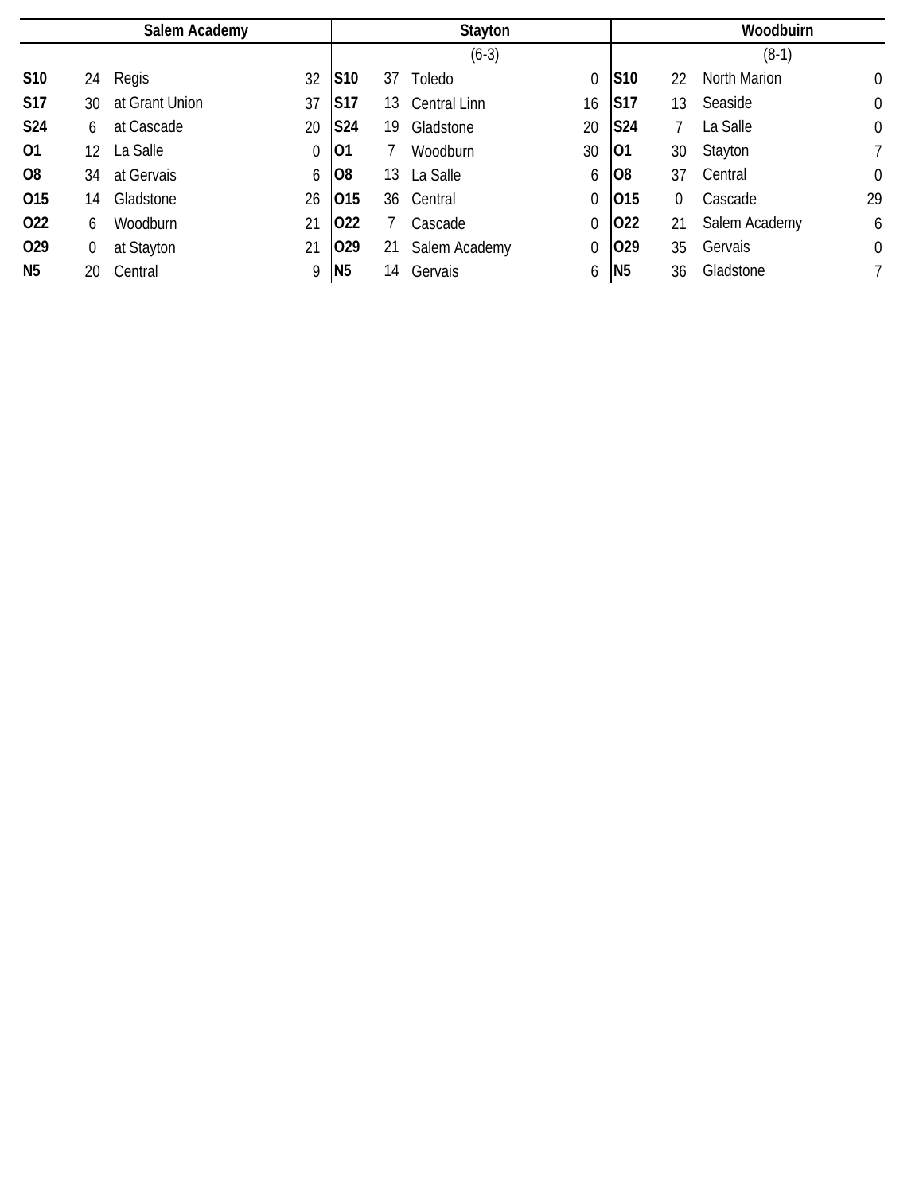| Salem Academy | | | | Stayton | | | | Woodbuirn | | | |
|---|---|---|---|---|---|---|---|---|---|---|---|
| | | | | | | (6-3) | | | | (8-1) | |
| **S10** | 24 | Regis | 32 | **S10** | 37 | Toledo | 0 | **S10** | 22 | North Marion | 0 |
| **S17** | 30 | at Grant Union | 37 | **S17** | 13 | Central Linn | 16 | **S17** | 13 | Seaside | 0 |
| **S24** | 6 | at Cascade | 20 | **S24** | 19 | Gladstone | 20 | **S24** | 7 | La Salle | 0 |
| **O1** | 12 | La Salle | 0 | **O1** | 7 | Woodburn | 30 | **O1** | 30 | Stayton | 7 |
| **O8** | 34 | at Gervais | 6 | **O8** | 13 | La Salle | 6 | **O8** | 37 | Central | 0 |
| **O15** | 14 | Gladstone | 26 | **O15** | 36 | Central | 0 | **O15** | 0 | Cascade | 29 |
| **O22** | 6 | Woodburn | 21 | **O22** | 7 | Cascade | 0 | **O22** | 21 | Salem Academy | 6 |
| **O29** | 0 | at Stayton | 21 | **O29** | 21 | Salem Academy | 0 | **O29** | 35 | Gervais | 0 |
| **N5** | 20 | Central | 9 | **N5** | 14 | Gervais | 6 | **N5** | 36 | Gladstone | 7 |